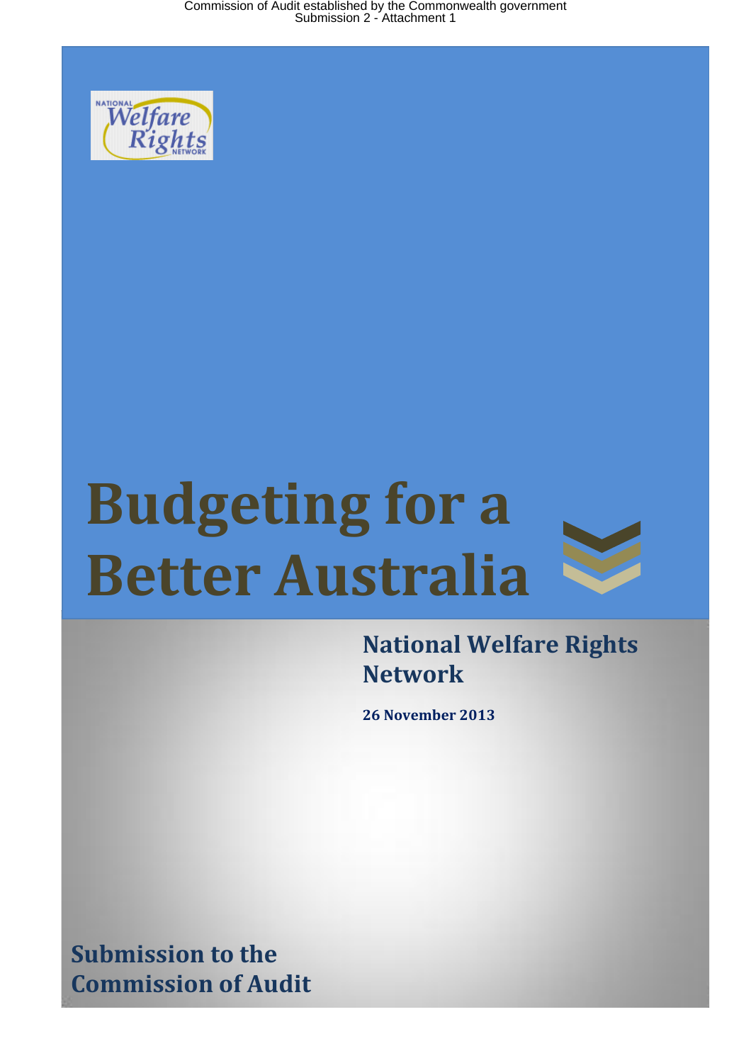Commission of Audit established by the Commonwealth government
Submission 2 - Attachment 1

# Budgeting for a Better Australia

## National Welfare Rights Network

**26 November 2013**

## Submission to the Commission of Audit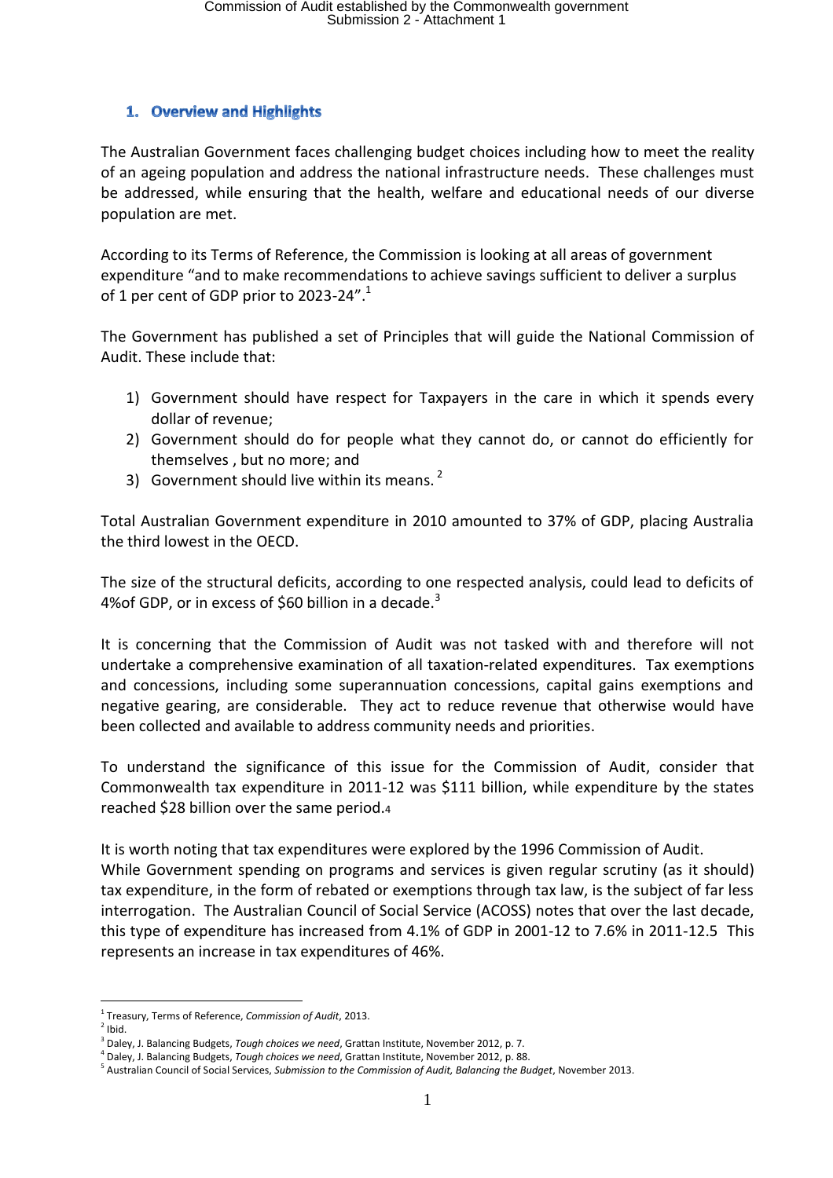## 1. Overview and Highlights

The Australian Government faces challenging budget choices including how to meet the reality of an ageing population and address the national infrastructure needs. These challenges must be addressed, while ensuring that the health, welfare and educational needs of our diverse population are met.

According to its Terms of Reference, the Commission is looking at all areas of government expenditure "and to make recommendations to achieve savings sufficient to deliver a surplus of 1 per cent of GDP prior to 2023-24".[1]

The Government has published a set of Principles that will guide the National Commission of Audit. These include that:

1) Government should have respect for Taxpayers in the care in which it spends every dollar of revenue;
2) Government should do for people what they cannot do, or cannot do efficiently for themselves , but no more; and
3) Government should live within its means. [2]

Total Australian Government expenditure in 2010 amounted to 37% of GDP, placing Australia the third lowest in the OECD.

The size of the structural deficits, according to one respected analysis, could lead to deficits of 4%of GDP, or in excess of $60 billion in a decade.[3]

It is concerning that the Commission of Audit was not tasked with and therefore will not undertake a comprehensive examination of all taxation-related expenditures. Tax exemptions and concessions, including some superannuation concessions, capital gains exemptions and negative gearing, are considerable. They act to reduce revenue that otherwise would have been collected and available to address community needs and priorities.

To understand the significance of this issue for the Commission of Audit, consider that Commonwealth tax expenditure in 2011-12 was $111 billion, while expenditure by the states reached $28 billion over the same period.[4]

It is worth noting that tax expenditures were explored by the 1996 Commission of Audit.
While Government spending on programs and services is given regular scrutiny (as it should) tax expenditure, in the form of rebated or exemptions through tax law, is the subject of far less interrogation. The Australian Council of Social Service (ACOSS) notes that over the last decade, this type of expenditure has increased from 4.1% of GDP in 2001-12 to 7.6% in 2011-12.[5] This represents an increase in tax expenditures of 46%.

---

[1] Treasury, Terms of Reference, *Commission of Audit*, 2013.
[2] Ibid.
[3] Daley, J. Balancing Budgets, *Tough choices we need*, Grattan Institute, November 2012, p. 7.
[4] Daley, J. Balancing Budgets, *Tough choices we need*, Grattan Institute, November 2012, p. 88.
[5] Australian Council of Social Services, *Submission to the Commission of Audit, Balancing the Budget*, November 2013.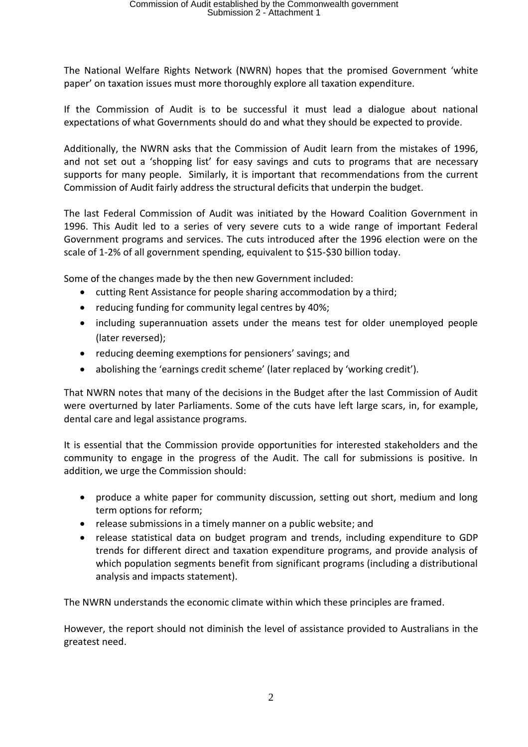The National Welfare Rights Network (NWRN) hopes that the promised Government 'white paper' on taxation issues must more thoroughly explore all taxation expenditure.

If the Commission of Audit is to be successful it must lead a dialogue about national expectations of what Governments should do and what they should be expected to provide.

Additionally, the NWRN asks that the Commission of Audit learn from the mistakes of 1996, and not set out a 'shopping list' for easy savings and cuts to programs that are necessary supports for many people. Similarly, it is important that recommendations from the current Commission of Audit fairly address the structural deficits that underpin the budget.

The last Federal Commission of Audit was initiated by the Howard Coalition Government in 1996. This Audit led to a series of very severe cuts to a wide range of important Federal Government programs and services. The cuts introduced after the 1996 election were on the scale of 1-2% of all government spending, equivalent to $15-$30 billion today.

Some of the changes made by the then new Government included:

- cutting Rent Assistance for people sharing accommodation by a third;
- reducing funding for community legal centres by 40%;
- including superannuation assets under the means test for older unemployed people (later reversed);
- reducing deeming exemptions for pensioners' savings; and
- abolishing the 'earnings credit scheme' (later replaced by 'working credit').

That NWRN notes that many of the decisions in the Budget after the last Commission of Audit were overturned by later Parliaments. Some of the cuts have left large scars, in, for example, dental care and legal assistance programs.

It is essential that the Commission provide opportunities for interested stakeholders and the community to engage in the progress of the Audit. The call for submissions is positive. In addition, we urge the Commission should:

- produce a white paper for community discussion, setting out short, medium and long term options for reform;
- release submissions in a timely manner on a public website; and
- release statistical data on budget program and trends, including expenditure to GDP trends for different direct and taxation expenditure programs, and provide analysis of which population segments benefit from significant programs (including a distributional analysis and impacts statement).

The NWRN understands the economic climate within which these principles are framed.

However, the report should not diminish the level of assistance provided to Australians in the greatest need.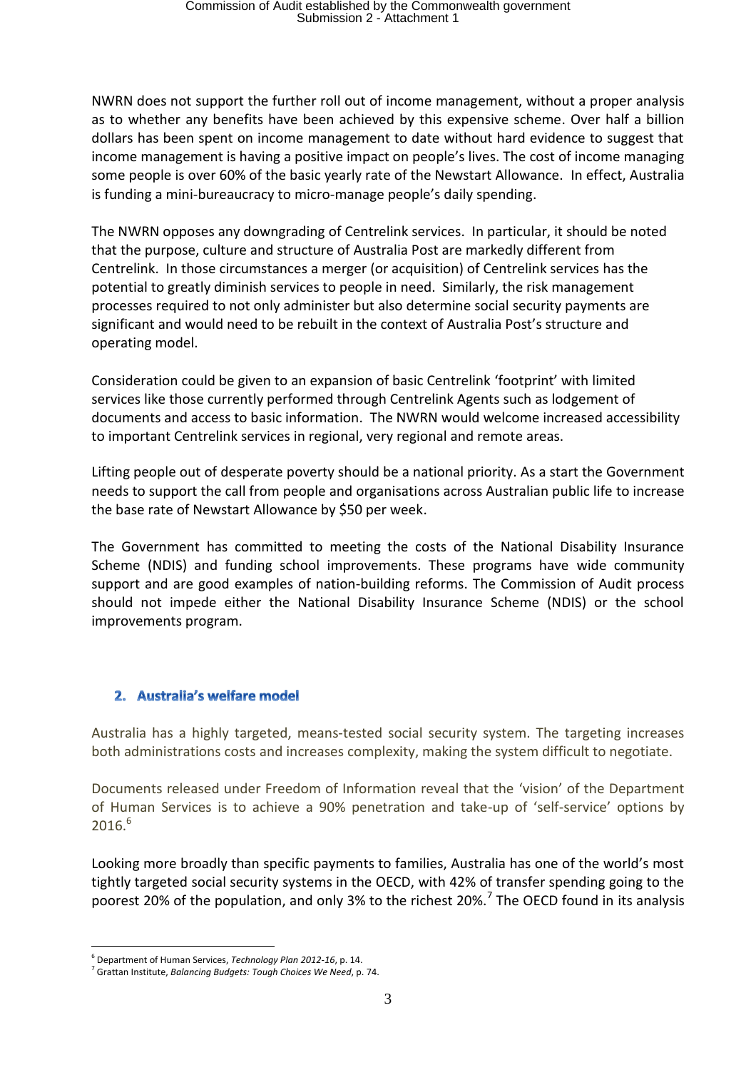NWRN does not support the further roll out of income management, without a proper analysis as to whether any benefits have been achieved by this expensive scheme. Over half a billion dollars has been spent on income management to date without hard evidence to suggest that income management is having a positive impact on people's lives. The cost of income managing some people is over 60% of the basic yearly rate of the Newstart Allowance. In effect, Australia is funding a mini-bureaucracy to micro-manage people's daily spending.

The NWRN opposes any downgrading of Centrelink services. In particular, it should be noted that the purpose, culture and structure of Australia Post are markedly different from Centrelink. In those circumstances a merger (or acquisition) of Centrelink services has the potential to greatly diminish services to people in need. Similarly, the risk management processes required to not only administer but also determine social security payments are significant and would need to be rebuilt in the context of Australia Post's structure and operating model.

Consideration could be given to an expansion of basic Centrelink 'footprint' with limited services like those currently performed through Centrelink Agents such as lodgement of documents and access to basic information. The NWRN would welcome increased accessibility to important Centrelink services in regional, very regional and remote areas.

Lifting people out of desperate poverty should be a national priority. As a start the Government needs to support the call from people and organisations across Australian public life to increase the base rate of Newstart Allowance by $50 per week.

The Government has committed to meeting the costs of the National Disability Insurance Scheme (NDIS) and funding school improvements. These programs have wide community support and are good examples of nation-building reforms. The Commission of Audit process should not impede either the National Disability Insurance Scheme (NDIS) or the school improvements program.

## 2. Australia's welfare model

Australia has a highly targeted, means-tested social security system. The targeting increases both administrations costs and increases complexity, making the system difficult to negotiate.

Documents released under Freedom of Information reveal that the 'vision' of the Department of Human Services is to achieve a 90% penetration and take-up of 'self-service' options by 2016.[6]

Looking more broadly than specific payments to families, Australia has one of the world's most tightly targeted social security systems in the OECD, with 42% of transfer spending going to the poorest 20% of the population, and only 3% to the richest 20%.[7] The OECD found in its analysis

---

[6] Department of Human Services, *Technology Plan 2012-16*, p. 14.

[7] Grattan Institute, *Balancing Budgets: Tough Choices We Need*, p. 74.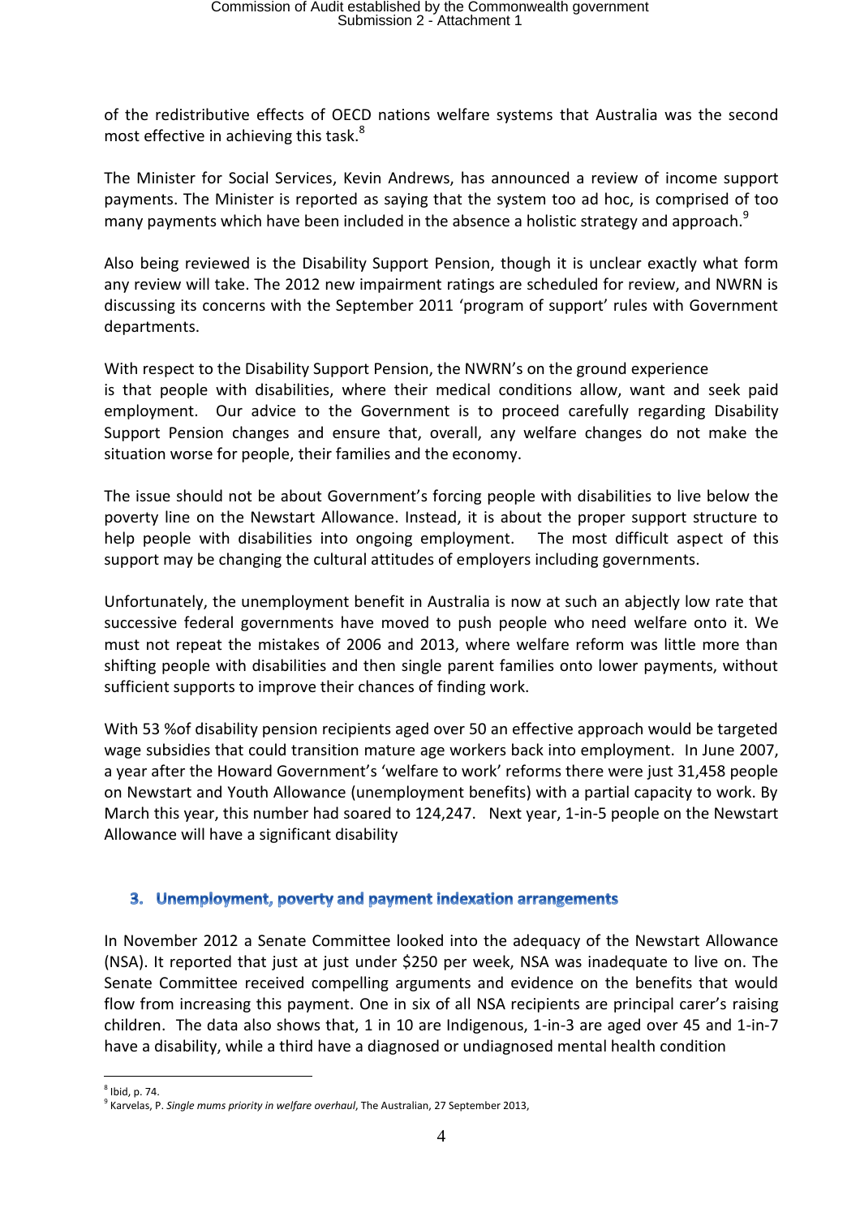of the redistributive effects of OECD nations welfare systems that Australia was the second most effective in achieving this task.[8]

The Minister for Social Services, Kevin Andrews, has announced a review of income support payments. The Minister is reported as saying that the system too ad hoc, is comprised of too many payments which have been included in the absence a holistic strategy and approach.[9]

Also being reviewed is the Disability Support Pension, though it is unclear exactly what form any review will take. The 2012 new impairment ratings are scheduled for review, and NWRN is discussing its concerns with the September 2011 'program of support' rules with Government departments.

With respect to the Disability Support Pension, the NWRN's on the ground experience is that people with disabilities, where their medical conditions allow, want and seek paid employment. Our advice to the Government is to proceed carefully regarding Disability Support Pension changes and ensure that, overall, any welfare changes do not make the situation worse for people, their families and the economy.

The issue should not be about Government's forcing people with disabilities to live below the poverty line on the Newstart Allowance. Instead, it is about the proper support structure to help people with disabilities into ongoing employment. The most difficult aspect of this support may be changing the cultural attitudes of employers including governments.

Unfortunately, the unemployment benefit in Australia is now at such an abjectly low rate that successive federal governments have moved to push people who need welfare onto it. We must not repeat the mistakes of 2006 and 2013, where welfare reform was little more than shifting people with disabilities and then single parent families onto lower payments, without sufficient supports to improve their chances of finding work.

With 53 %of disability pension recipients aged over 50 an effective approach would be targeted wage subsidies that could transition mature age workers back into employment. In June 2007, a year after the Howard Government's 'welfare to work' reforms there were just 31,458 people on Newstart and Youth Allowance (unemployment benefits) with a partial capacity to work. By March this year, this number had soared to 124,247. Next year, 1-in-5 people on the Newstart Allowance will have a significant disability

## 3. Unemployment, poverty and payment indexation arrangements

In November 2012 a Senate Committee looked into the adequacy of the Newstart Allowance (NSA). It reported that just at just under $250 per week, NSA was inadequate to live on. The Senate Committee received compelling arguments and evidence on the benefits that would flow from increasing this payment. One in six of all NSA recipients are principal carer's raising children. The data also shows that, 1 in 10 are Indigenous, 1-in-3 are aged over 45 and 1-in-7 have a disability, while a third have a diagnosed or undiagnosed mental health condition

---

[8] Ibid, p. 74.

[9] Karvelas, P. *Single mums priority in welfare overhaul*, The Australian, 27 September 2013,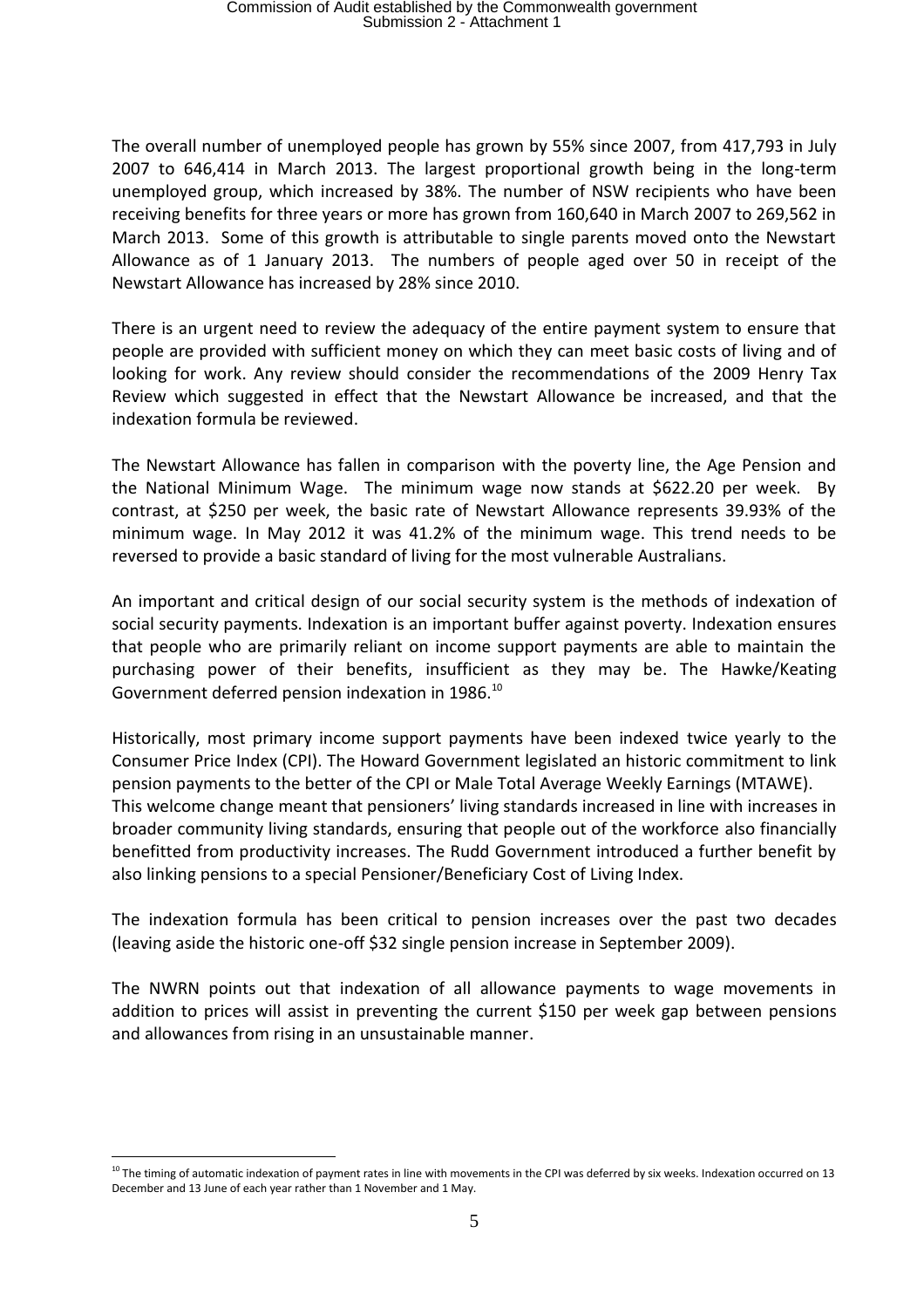The overall number of unemployed people has grown by 55% since 2007, from 417,793 in July 2007 to 646,414 in March 2013. The largest proportional growth being in the long-term unemployed group, which increased by 38%. The number of NSW recipients who have been receiving benefits for three years or more has grown from 160,640 in March 2007 to 269,562 in March 2013. Some of this growth is attributable to single parents moved onto the Newstart Allowance as of 1 January 2013. The numbers of people aged over 50 in receipt of the Newstart Allowance has increased by 28% since 2010.

There is an urgent need to review the adequacy of the entire payment system to ensure that people are provided with sufficient money on which they can meet basic costs of living and of looking for work. Any review should consider the recommendations of the 2009 Henry Tax Review which suggested in effect that the Newstart Allowance be increased, and that the indexation formula be reviewed.

The Newstart Allowance has fallen in comparison with the poverty line, the Age Pension and the National Minimum Wage. The minimum wage now stands at $622.20 per week. By contrast, at $250 per week, the basic rate of Newstart Allowance represents 39.93% of the minimum wage. In May 2012 it was 41.2% of the minimum wage. This trend needs to be reversed to provide a basic standard of living for the most vulnerable Australians.

An important and critical design of our social security system is the methods of indexation of social security payments. Indexation is an important buffer against poverty. Indexation ensures that people who are primarily reliant on income support payments are able to maintain the purchasing power of their benefits, insufficient as they may be. The Hawke/Keating Government deferred pension indexation in 1986.[10]

Historically, most primary income support payments have been indexed twice yearly to the Consumer Price Index (CPI). The Howard Government legislated an historic commitment to link pension payments to the better of the CPI or Male Total Average Weekly Earnings (MTAWE). This welcome change meant that pensioners' living standards increased in line with increases in broader community living standards, ensuring that people out of the workforce also financially benefitted from productivity increases. The Rudd Government introduced a further benefit by also linking pensions to a special Pensioner/Beneficiary Cost of Living Index.

The indexation formula has been critical to pension increases over the past two decades (leaving aside the historic one-off $32 single pension increase in September 2009).

The NWRN points out that indexation of all allowance payments to wage movements in addition to prices will assist in preventing the current $150 per week gap between pensions and allowances from rising in an unsustainable manner.

---

[10] The timing of automatic indexation of payment rates in line with movements in the CPI was deferred by six weeks. Indexation occurred on 13 December and 13 June of each year rather than 1 November and 1 May.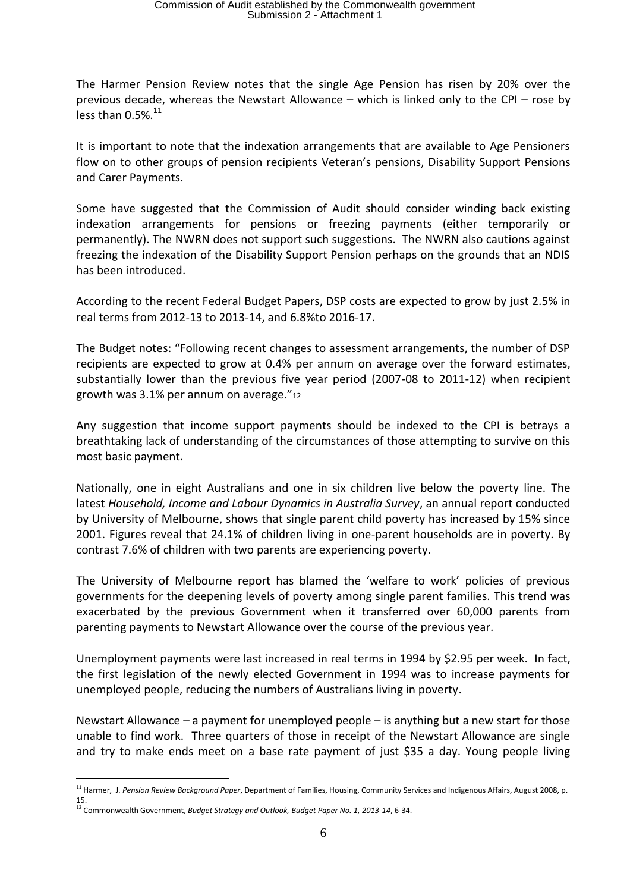The Harmer Pension Review notes that the single Age Pension has risen by 20% over the previous decade, whereas the Newstart Allowance – which is linked only to the CPI – rose by less than 0.5%.[11]

It is important to note that the indexation arrangements that are available to Age Pensioners flow on to other groups of pension recipients Veteran's pensions, Disability Support Pensions and Carer Payments.

Some have suggested that the Commission of Audit should consider winding back existing indexation arrangements for pensions or freezing payments (either temporarily or permanently). The NWRN does not support such suggestions. The NWRN also cautions against freezing the indexation of the Disability Support Pension perhaps on the grounds that an NDIS has been introduced.

According to the recent Federal Budget Papers, DSP costs are expected to grow by just 2.5% in real terms from 2012-13 to 2013-14, and 6.8%to 2016-17.

The Budget notes: "Following recent changes to assessment arrangements, the number of DSP recipients are expected to grow at 0.4% per annum on average over the forward estimates, substantially lower than the previous five year period (2007-08 to 2011-12) when recipient growth was 3.1% per annum on average."[12]

Any suggestion that income support payments should be indexed to the CPI is betrays a breathtaking lack of understanding of the circumstances of those attempting to survive on this most basic payment.

Nationally, one in eight Australians and one in six children live below the poverty line. The latest *Household, Income and Labour Dynamics in Australia Survey*, an annual report conducted by University of Melbourne, shows that single parent child poverty has increased by 15% since 2001. Figures reveal that 24.1% of children living in one-parent households are in poverty. By contrast 7.6% of children with two parents are experiencing poverty.

The University of Melbourne report has blamed the 'welfare to work' policies of previous governments for the deepening levels of poverty among single parent families. This trend was exacerbated by the previous Government when it transferred over 60,000 parents from parenting payments to Newstart Allowance over the course of the previous year.

Unemployment payments were last increased in real terms in 1994 by $2.95 per week. In fact, the first legislation of the newly elected Government in 1994 was to increase payments for unemployed people, reducing the numbers of Australians living in poverty.

Newstart Allowance – a payment for unemployed people – is anything but a new start for those unable to find work. Three quarters of those in receipt of the Newstart Allowance are single and try to make ends meet on a base rate payment of just $35 a day. Young people living

---

[11] Harmer, J. *Pension Review Background Paper*, Department of Families, Housing, Community Services and Indigenous Affairs, August 2008, p. 15.

[12] Commonwealth Government, *Budget Strategy and Outlook, Budget Paper No. 1, 2013-14*, 6-34.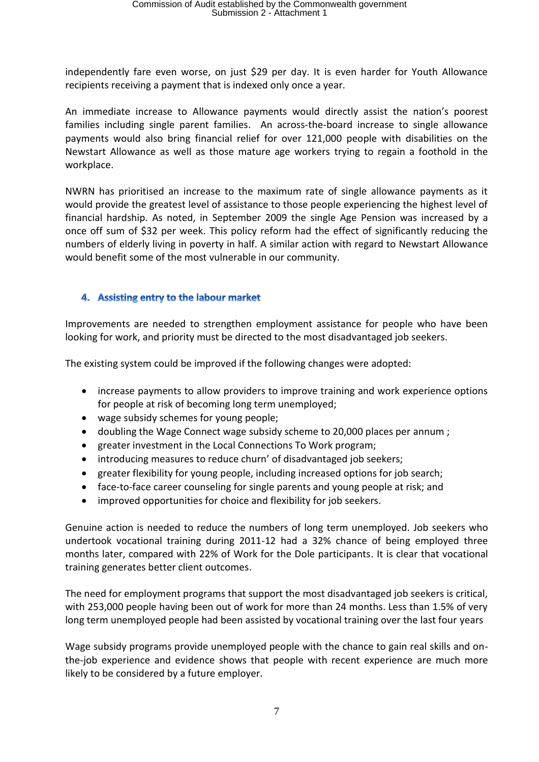independently fare even worse, on just $29 per day. It is even harder for Youth Allowance recipients receiving a payment that is indexed only once a year.

An immediate increase to Allowance payments would directly assist the nation's poorest families including single parent families. An across-the-board increase to single allowance payments would also bring financial relief for over 121,000 people with disabilities on the Newstart Allowance as well as those mature age workers trying to regain a foothold in the workplace.

NWRN has prioritised an increase to the maximum rate of single allowance payments as it would provide the greatest level of assistance to those people experiencing the highest level of financial hardship. As noted, in September 2009 the single Age Pension was increased by a once off sum of $32 per week. This policy reform had the effect of significantly reducing the numbers of elderly living in poverty in half. A similar action with regard to Newstart Allowance would benefit some of the most vulnerable in our community.

## 4. Assisting entry to the labour market

Improvements are needed to strengthen employment assistance for people who have been looking for work, and priority must be directed to the most disadvantaged job seekers.

The existing system could be improved if the following changes were adopted:

- increase payments to allow providers to improve training and work experience options for people at risk of becoming long term unemployed;
- wage subsidy schemes for young people;
- doubling the Wage Connect wage subsidy scheme to 20,000 places per annum ;
- greater investment in the Local Connections To Work program;
- introducing measures to reduce churn' of disadvantaged job seekers;
- greater flexibility for young people, including increased options for job search;
- face-to-face career counseling for single parents and young people at risk; and
- improved opportunities for choice and flexibility for job seekers.

Genuine action is needed to reduce the numbers of long term unemployed. Job seekers who undertook vocational training during 2011-12 had a 32% chance of being employed three months later, compared with 22% of Work for the Dole participants. It is clear that vocational training generates better client outcomes.

The need for employment programs that support the most disadvantaged job seekers is critical, with 253,000 people having been out of work for more than 24 months. Less than 1.5% of very long term unemployed people had been assisted by vocational training over the last four years

Wage subsidy programs provide unemployed people with the chance to gain real skills and on-the-job experience and evidence shows that people with recent experience are much more likely to be considered by a future employer.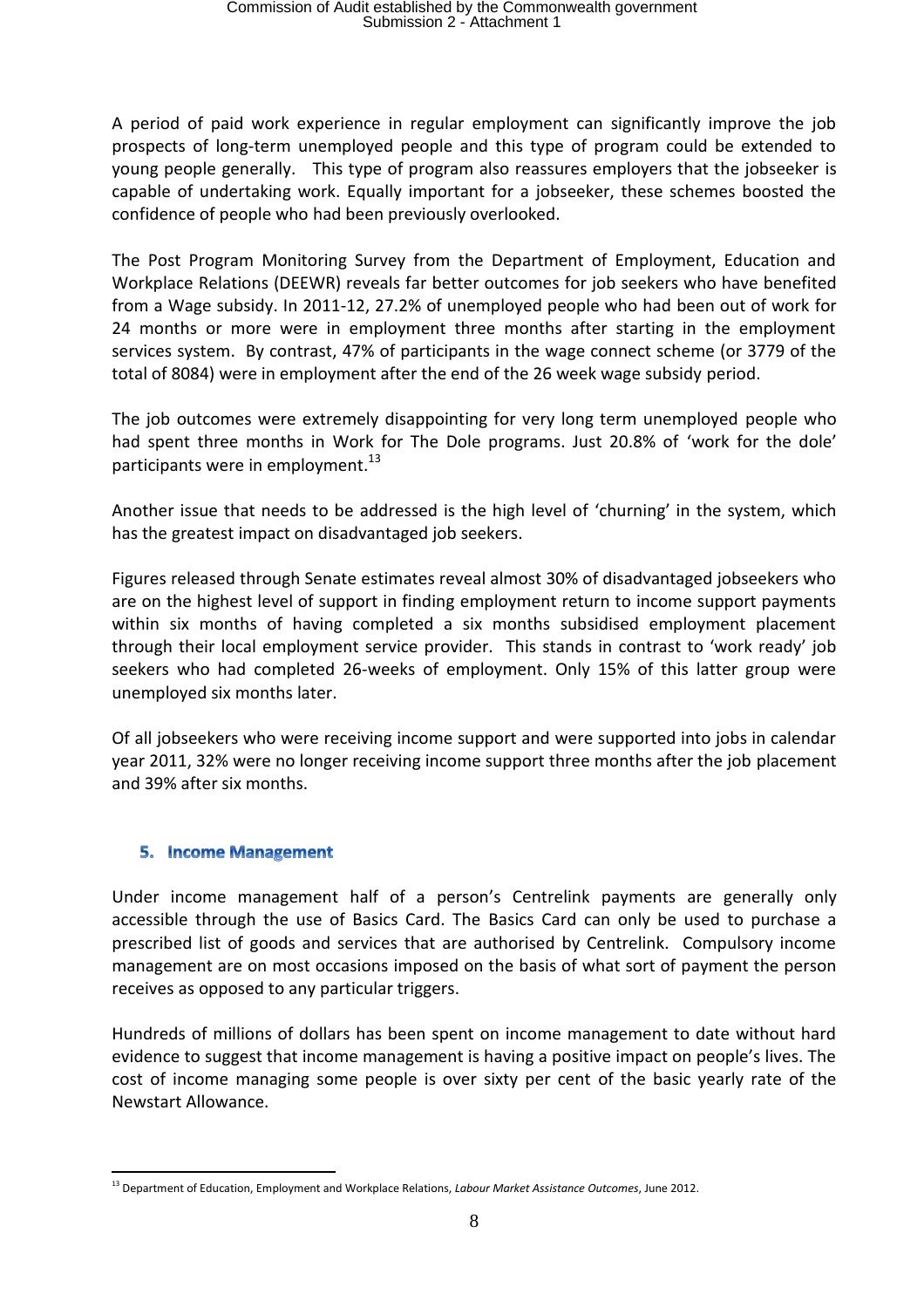A period of paid work experience in regular employment can significantly improve the job prospects of long-term unemployed people and this type of program could be extended to young people generally. This type of program also reassures employers that the jobseeker is capable of undertaking work. Equally important for a jobseeker, these schemes boosted the confidence of people who had been previously overlooked.

The Post Program Monitoring Survey from the Department of Employment, Education and Workplace Relations (DEEWR) reveals far better outcomes for job seekers who have benefited from a Wage subsidy. In 2011-12, 27.2% of unemployed people who had been out of work for 24 months or more were in employment three months after starting in the employment services system. By contrast, 47% of participants in the wage connect scheme (or 3779 of the total of 8084) were in employment after the end of the 26 week wage subsidy period.

The job outcomes were extremely disappointing for very long term unemployed people who had spent three months in Work for The Dole programs. Just 20.8% of 'work for the dole' participants were in employment.[13]

Another issue that needs to be addressed is the high level of 'churning' in the system, which has the greatest impact on disadvantaged job seekers.

Figures released through Senate estimates reveal almost 30% of disadvantaged jobseekers who are on the highest level of support in finding employment return to income support payments within six months of having completed a six months subsidised employment placement through their local employment service provider. This stands in contrast to 'work ready' job seekers who had completed 26-weeks of employment. Only 15% of this latter group were unemployed six months later.

Of all jobseekers who were receiving income support and were supported into jobs in calendar year 2011, 32% were no longer receiving income support three months after the job placement and 39% after six months.

## 5. Income Management

Under income management half of a person's Centrelink payments are generally only accessible through the use of Basics Card. The Basics Card can only be used to purchase a prescribed list of goods and services that are authorised by Centrelink. Compulsory income management are on most occasions imposed on the basis of what sort of payment the person receives as opposed to any particular triggers.

Hundreds of millions of dollars has been spent on income management to date without hard evidence to suggest that income management is having a positive impact on people's lives. The cost of income managing some people is over sixty per cent of the basic yearly rate of the Newstart Allowance.

---

[13] Department of Education, Employment and Workplace Relations, *Labour Market Assistance Outcomes*, June 2012.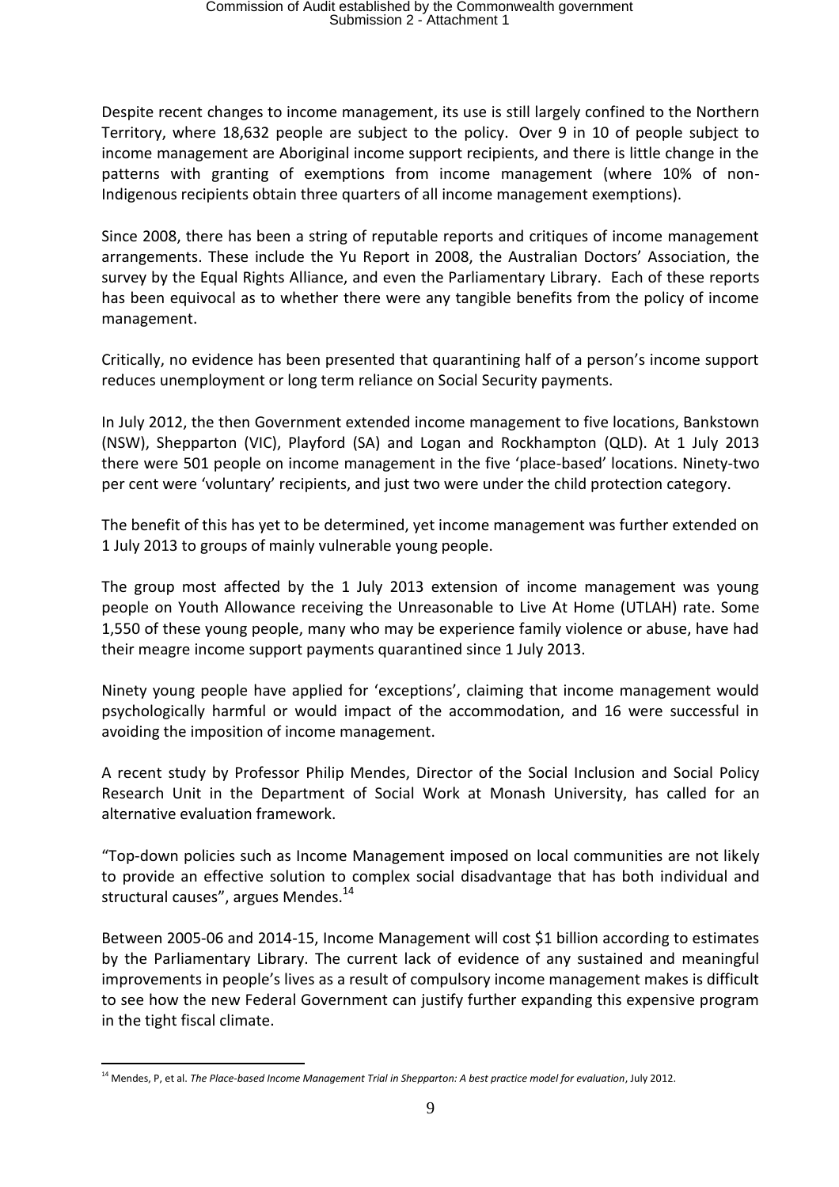Despite recent changes to income management, its use is still largely confined to the Northern Territory, where 18,632 people are subject to the policy. Over 9 in 10 of people subject to income management are Aboriginal income support recipients, and there is little change in the patterns with granting of exemptions from income management (where 10% of non-Indigenous recipients obtain three quarters of all income management exemptions).

Since 2008, there has been a string of reputable reports and critiques of income management arrangements. These include the Yu Report in 2008, the Australian Doctors' Association, the survey by the Equal Rights Alliance, and even the Parliamentary Library. Each of these reports has been equivocal as to whether there were any tangible benefits from the policy of income management.

Critically, no evidence has been presented that quarantining half of a person's income support reduces unemployment or long term reliance on Social Security payments.

In July 2012, the then Government extended income management to five locations, Bankstown (NSW), Shepparton (VIC), Playford (SA) and Logan and Rockhampton (QLD). At 1 July 2013 there were 501 people on income management in the five 'place-based' locations. Ninety-two per cent were 'voluntary' recipients, and just two were under the child protection category.

The benefit of this has yet to be determined, yet income management was further extended on 1 July 2013 to groups of mainly vulnerable young people.

The group most affected by the 1 July 2013 extension of income management was young people on Youth Allowance receiving the Unreasonable to Live At Home (UTLAH) rate. Some 1,550 of these young people, many who may be experience family violence or abuse, have had their meagre income support payments quarantined since 1 July 2013.

Ninety young people have applied for 'exceptions', claiming that income management would psychologically harmful or would impact of the accommodation, and 16 were successful in avoiding the imposition of income management.

A recent study by Professor Philip Mendes, Director of the Social Inclusion and Social Policy Research Unit in the Department of Social Work at Monash University, has called for an alternative evaluation framework.

"Top-down policies such as Income Management imposed on local communities are not likely to provide an effective solution to complex social disadvantage that has both individual and structural causes", argues Mendes.[14]

Between 2005-06 and 2014-15, Income Management will cost $1 billion according to estimates by the Parliamentary Library. The current lack of evidence of any sustained and meaningful improvements in people's lives as a result of compulsory income management makes is difficult to see how the new Federal Government can justify further expanding this expensive program in the tight fiscal climate.

---

[14] Mendes, P, et al. *The Place-based Income Management Trial in Shepparton: A best practice model for evaluation*, July 2012.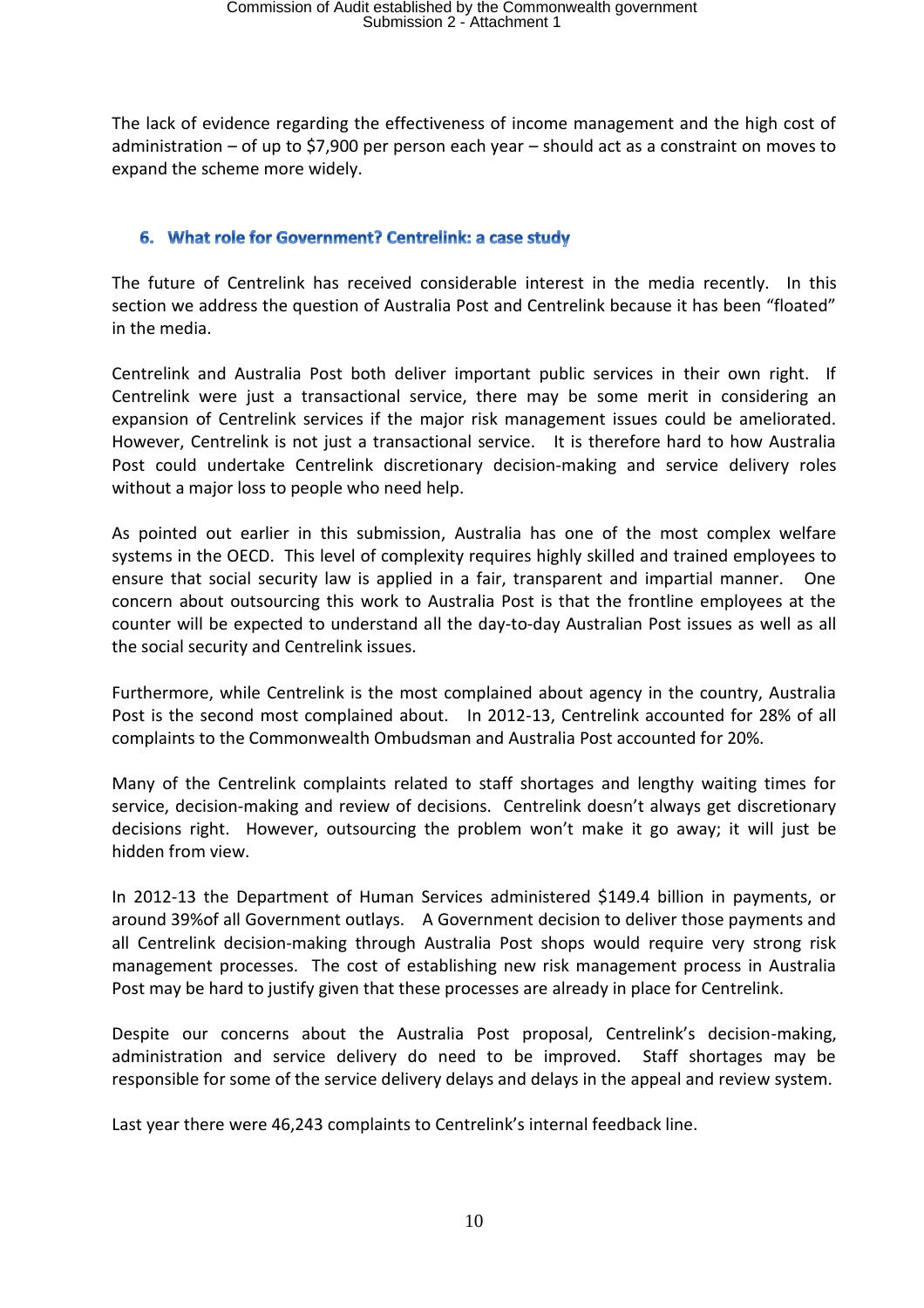The lack of evidence regarding the effectiveness of income management and the high cost of administration – of up to $7,900 per person each year – should act as a constraint on moves to expand the scheme more widely.

## 6. What role for Government? Centrelink: a case study

The future of Centrelink has received considerable interest in the media recently. In this section we address the question of Australia Post and Centrelink because it has been "floated" in the media.

Centrelink and Australia Post both deliver important public services in their own right. If Centrelink were just a transactional service, there may be some merit in considering an expansion of Centrelink services if the major risk management issues could be ameliorated. However, Centrelink is not just a transactional service. It is therefore hard to how Australia Post could undertake Centrelink discretionary decision-making and service delivery roles without a major loss to people who need help.

As pointed out earlier in this submission, Australia has one of the most complex welfare systems in the OECD. This level of complexity requires highly skilled and trained employees to ensure that social security law is applied in a fair, transparent and impartial manner. One concern about outsourcing this work to Australia Post is that the frontline employees at the counter will be expected to understand all the day-to-day Australian Post issues as well as all the social security and Centrelink issues.

Furthermore, while Centrelink is the most complained about agency in the country, Australia Post is the second most complained about. In 2012-13, Centrelink accounted for 28% of all complaints to the Commonwealth Ombudsman and Australia Post accounted for 20%.

Many of the Centrelink complaints related to staff shortages and lengthy waiting times for service, decision-making and review of decisions. Centrelink doesn't always get discretionary decisions right. However, outsourcing the problem won't make it go away; it will just be hidden from view.

In 2012-13 the Department of Human Services administered $149.4 billion in payments, or around 39%of all Government outlays. A Government decision to deliver those payments and all Centrelink decision-making through Australia Post shops would require very strong risk management processes. The cost of establishing new risk management process in Australia Post may be hard to justify given that these processes are already in place for Centrelink.

Despite our concerns about the Australia Post proposal, Centrelink's decision-making, administration and service delivery do need to be improved. Staff shortages may be responsible for some of the service delivery delays and delays in the appeal and review system.

Last year there were 46,243 complaints to Centrelink's internal feedback line.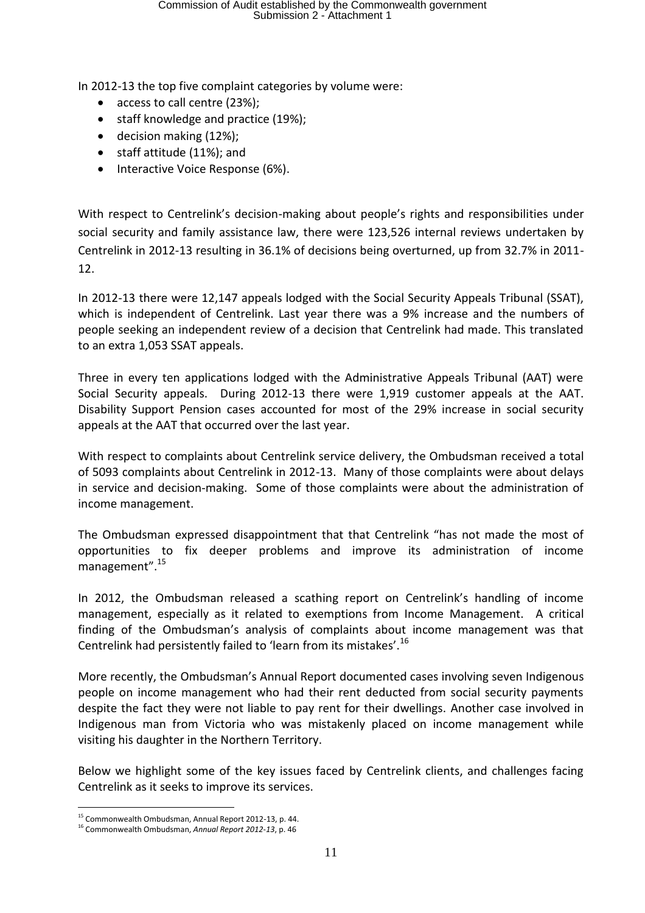In 2012-13 the top five complaint categories by volume were:

- access to call centre (23%);
- staff knowledge and practice (19%);
- decision making (12%);
- staff attitude (11%); and
- Interactive Voice Response (6%).

With respect to Centrelink's decision-making about people's rights and responsibilities under social security and family assistance law, there were 123,526 internal reviews undertaken by Centrelink in 2012-13 resulting in 36.1% of decisions being overturned, up from 32.7% in 2011-12.

In 2012-13 there were 12,147 appeals lodged with the Social Security Appeals Tribunal (SSAT), which is independent of Centrelink. Last year there was a 9% increase and the numbers of people seeking an independent review of a decision that Centrelink had made. This translated to an extra 1,053 SSAT appeals.

Three in every ten applications lodged with the Administrative Appeals Tribunal (AAT) were Social Security appeals. During 2012-13 there were 1,919 customer appeals at the AAT. Disability Support Pension cases accounted for most of the 29% increase in social security appeals at the AAT that occurred over the last year.

With respect to complaints about Centrelink service delivery, the Ombudsman received a total of 5093 complaints about Centrelink in 2012-13. Many of those complaints were about delays in service and decision-making. Some of those complaints were about the administration of income management.

The Ombudsman expressed disappointment that that Centrelink "has not made the most of opportunities to fix deeper problems and improve its administration of income management".[15]

In 2012, the Ombudsman released a scathing report on Centrelink's handling of income management, especially as it related to exemptions from Income Management. A critical finding of the Ombudsman's analysis of complaints about income management was that Centrelink had persistently failed to 'learn from its mistakes'.[16]

More recently, the Ombudsman's Annual Report documented cases involving seven Indigenous people on income management who had their rent deducted from social security payments despite the fact they were not liable to pay rent for their dwellings. Another case involved in Indigenous man from Victoria who was mistakenly placed on income management while visiting his daughter in the Northern Territory.

Below we highlight some of the key issues faced by Centrelink clients, and challenges facing Centrelink as it seeks to improve its services.

---

[15] Commonwealth Ombudsman, Annual Report 2012-13, p. 44.

[16] Commonwealth Ombudsman, *Annual Report 2012-13*, p. 46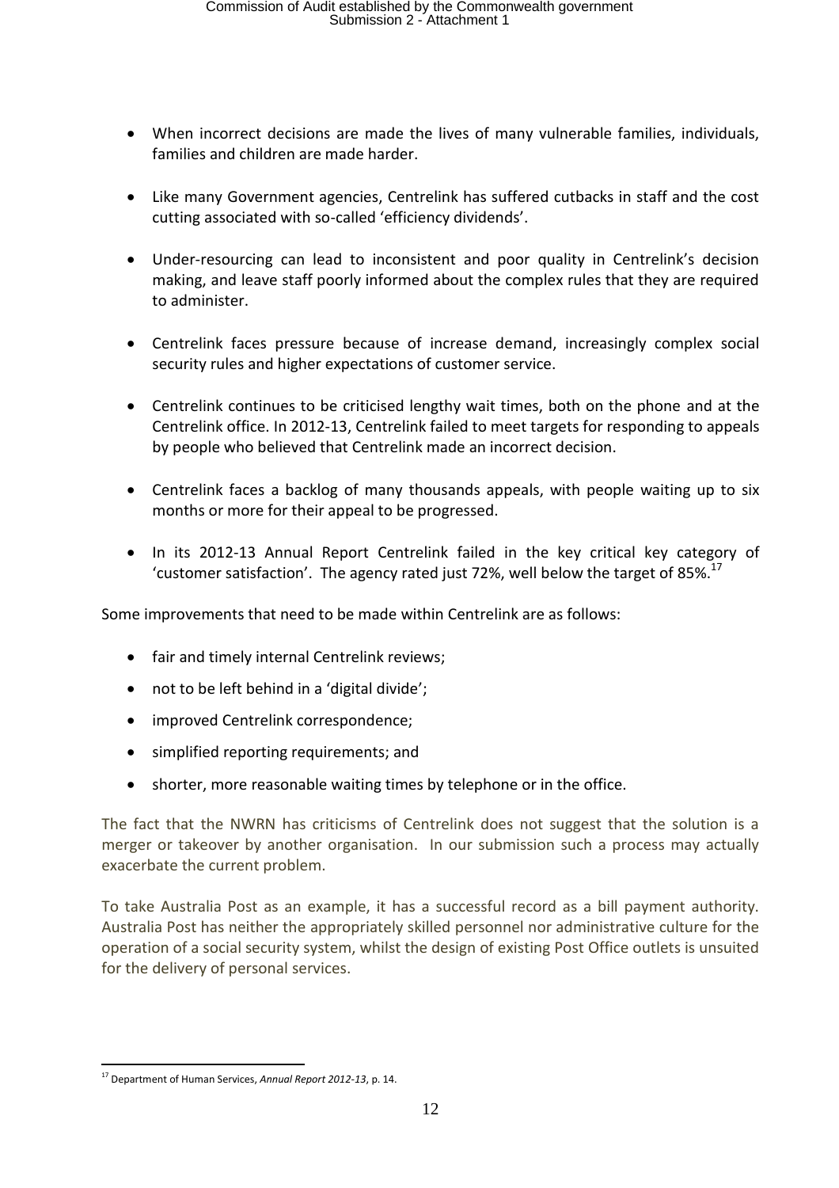- When incorrect decisions are made the lives of many vulnerable families, individuals, families and children are made harder.

- Like many Government agencies, Centrelink has suffered cutbacks in staff and the cost cutting associated with so-called 'efficiency dividends'.

- Under-resourcing can lead to inconsistent and poor quality in Centrelink's decision making, and leave staff poorly informed about the complex rules that they are required to administer.

- Centrelink faces pressure because of increase demand, increasingly complex social security rules and higher expectations of customer service.

- Centrelink continues to be criticised lengthy wait times, both on the phone and at the Centrelink office. In 2012-13, Centrelink failed to meet targets for responding to appeals by people who believed that Centrelink made an incorrect decision.

- Centrelink faces a backlog of many thousands appeals, with people waiting up to six months or more for their appeal to be progressed.

- In its 2012-13 Annual Report Centrelink failed in the key critical key category of 'customer satisfaction'. The agency rated just 72%, well below the target of 85%.[17]

Some improvements that need to be made within Centrelink are as follows:

- fair and timely internal Centrelink reviews;
- not to be left behind in a 'digital divide';
- improved Centrelink correspondence;
- simplified reporting requirements; and
- shorter, more reasonable waiting times by telephone or in the office.

The fact that the NWRN has criticisms of Centrelink does not suggest that the solution is a merger or takeover by another organisation. In our submission such a process may actually exacerbate the current problem.

To take Australia Post as an example, it has a successful record as a bill payment authority. Australia Post has neither the appropriately skilled personnel nor administrative culture for the operation of a social security system, whilst the design of existing Post Office outlets is unsuited for the delivery of personal services.

[17] Department of Human Services, *Annual Report 2012-13*, p. 14.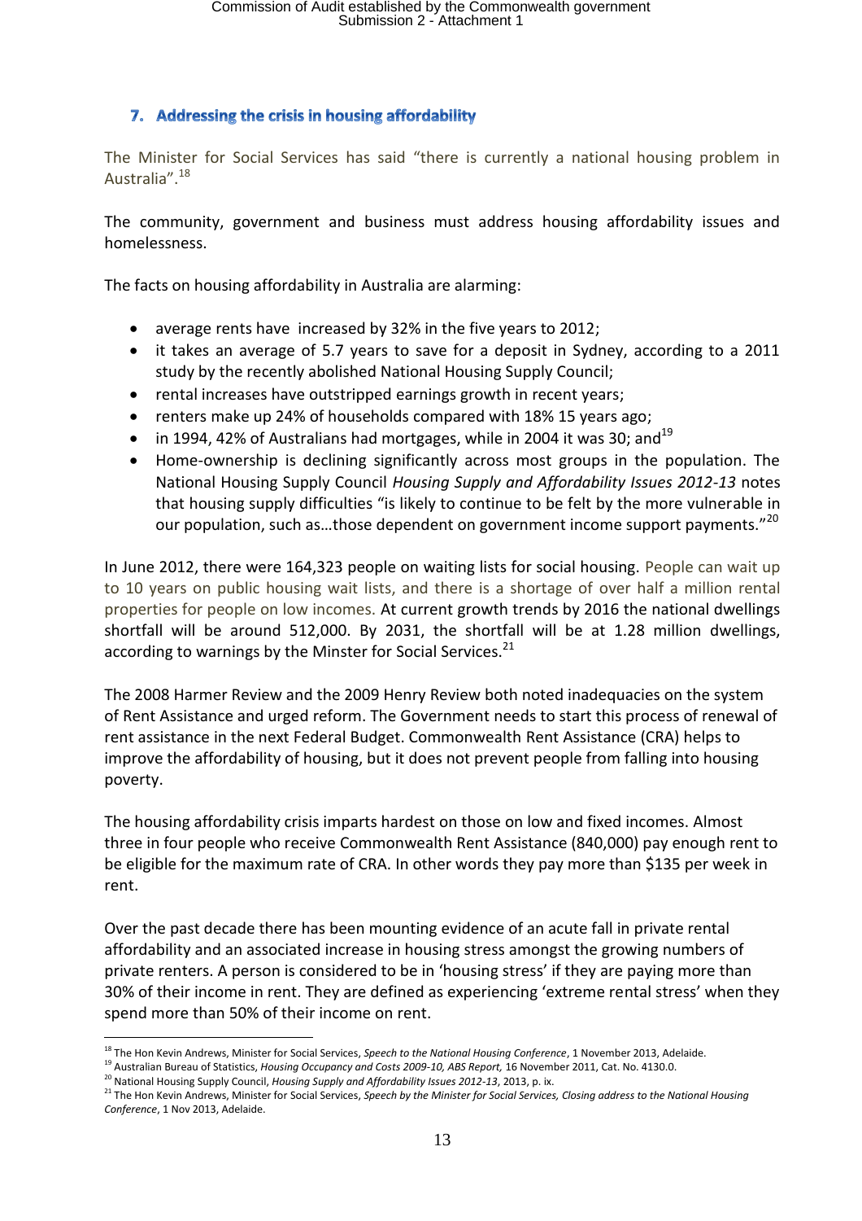## 7. Addressing the crisis in housing affordability

The Minister for Social Services has said "there is currently a national housing problem in Australia".[18]

The community, government and business must address housing affordability issues and homelessness.

The facts on housing affordability in Australia are alarming:

- average rents have increased by 32% in the five years to 2012;
- it takes an average of 5.7 years to save for a deposit in Sydney, according to a 2011 study by the recently abolished National Housing Supply Council;
- rental increases have outstripped earnings growth in recent years;
- renters make up 24% of households compared with 18% 15 years ago;
- in 1994, 42% of Australians had mortgages, while in 2004 it was 30; and[19]
- Home-ownership is declining significantly across most groups in the population. The National Housing Supply Council *Housing Supply and Affordability Issues 2012-13* notes that housing supply difficulties "is likely to continue to be felt by the more vulnerable in our population, such as…those dependent on government income support payments."[20]

In June 2012, there were 164,323 people on waiting lists for social housing. People can wait up to 10 years on public housing wait lists, and there is a shortage of over half a million rental properties for people on low incomes. At current growth trends by 2016 the national dwellings shortfall will be around 512,000. By 2031, the shortfall will be at 1.28 million dwellings, according to warnings by the Minster for Social Services.[21]

The 2008 Harmer Review and the 2009 Henry Review both noted inadequacies on the system of Rent Assistance and urged reform. The Government needs to start this process of renewal of rent assistance in the next Federal Budget. Commonwealth Rent Assistance (CRA) helps to improve the affordability of housing, but it does not prevent people from falling into housing poverty.

The housing affordability crisis imparts hardest on those on low and fixed incomes. Almost three in four people who receive Commonwealth Rent Assistance (840,000) pay enough rent to be eligible for the maximum rate of CRA. In other words they pay more than $135 per week in rent.

Over the past decade there has been mounting evidence of an acute fall in private rental affordability and an associated increase in housing stress amongst the growing numbers of private renters. A person is considered to be in 'housing stress' if they are paying more than 30% of their income in rent. They are defined as experiencing 'extreme rental stress' when they spend more than 50% of their income on rent.

---

[18] The Hon Kevin Andrews, Minister for Social Services, *Speech to the National Housing Conference*, 1 November 2013, Adelaide.
[19] Australian Bureau of Statistics, *Housing Occupancy and Costs 2009-10, ABS Report,* 16 November 2011, Cat. No. 4130.0.
[20] National Housing Supply Council, *Housing Supply and Affordability Issues 2012-13*, 2013, p. ix.
[21] The Hon Kevin Andrews, Minister for Social Services, *Speech by the Minister for Social Services, Closing address to the National Housing Conference*, 1 Nov 2013, Adelaide.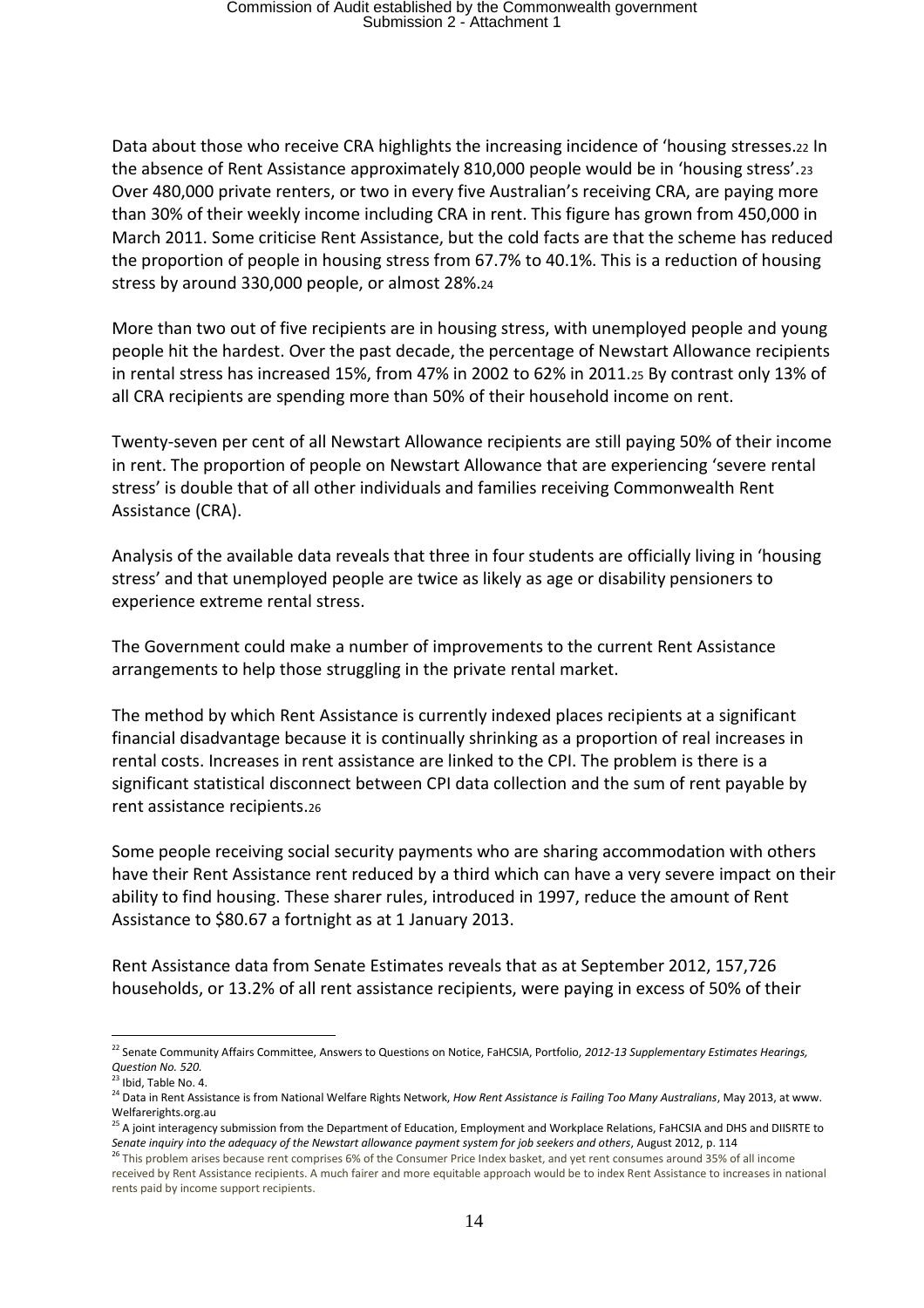Data about those who receive CRA highlights the increasing incidence of 'housing stresses.[22] In the absence of Rent Assistance approximately 810,000 people would be in 'housing stress'.[23] Over 480,000 private renters, or two in every five Australian's receiving CRA, are paying more than 30% of their weekly income including CRA in rent. This figure has grown from 450,000 in March 2011. Some criticise Rent Assistance, but the cold facts are that the scheme has reduced the proportion of people in housing stress from 67.7% to 40.1%. This is a reduction of housing stress by around 330,000 people, or almost 28%.[24]

More than two out of five recipients are in housing stress, with unemployed people and young people hit the hardest. Over the past decade, the percentage of Newstart Allowance recipients in rental stress has increased 15%, from 47% in 2002 to 62% in 2011.[25] By contrast only 13% of all CRA recipients are spending more than 50% of their household income on rent.

Twenty-seven per cent of all Newstart Allowance recipients are still paying 50% of their income in rent. The proportion of people on Newstart Allowance that are experiencing 'severe rental stress' is double that of all other individuals and families receiving Commonwealth Rent Assistance (CRA).

Analysis of the available data reveals that three in four students are officially living in 'housing stress' and that unemployed people are twice as likely as age or disability pensioners to experience extreme rental stress.

The Government could make a number of improvements to the current Rent Assistance arrangements to help those struggling in the private rental market.

The method by which Rent Assistance is currently indexed places recipients at a significant financial disadvantage because it is continually shrinking as a proportion of real increases in rental costs. Increases in rent assistance are linked to the CPI. The problem is there is a significant statistical disconnect between CPI data collection and the sum of rent payable by rent assistance recipients.[26]

Some people receiving social security payments who are sharing accommodation with others have their Rent Assistance rent reduced by a third which can have a very severe impact on their ability to find housing. These sharer rules, introduced in 1997, reduce the amount of Rent Assistance to $80.67 a fortnight as at 1 January 2013.

Rent Assistance data from Senate Estimates reveals that as at September 2012, 157,726 households, or 13.2% of all rent assistance recipients, were paying in excess of 50% of their

---

[22] Senate Community Affairs Committee, Answers to Questions on Notice, FaHCSIA, Portfolio, *2012-13 Supplementary Estimates Hearings, Question No. 520.*

[23] Ibid, Table No. 4.

[24] Data in Rent Assistance is from National Welfare Rights Network, *How Rent Assistance is Failing Too Many Australians*, May 2013, at www. Welfarerights.org.au

[25] A joint interagency submission from the Department of Education, Employment and Workplace Relations, FaHCSIA and DHS and DIISRTE to *Senate inquiry into the adequacy of the Newstart allowance payment system for job seekers and others*, August 2012, p. 114

[26] This problem arises because rent comprises 6% of the Consumer Price Index basket, and yet rent consumes around 35% of all income received by Rent Assistance recipients. A much fairer and more equitable approach would be to index Rent Assistance to increases in national rents paid by income support recipients.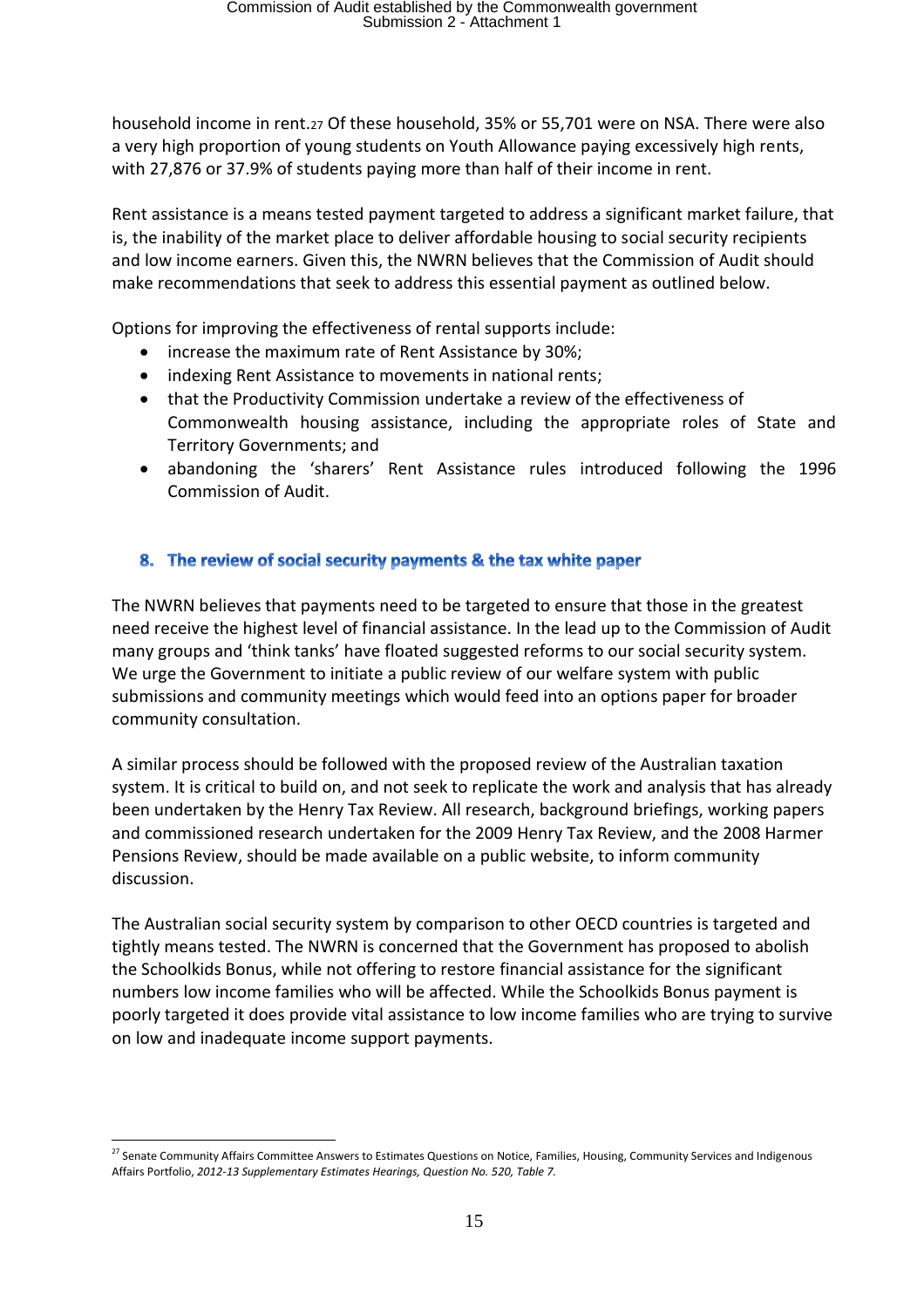household income in rent.[27] Of these household, 35% or 55,701 were on NSA. There were also a very high proportion of young students on Youth Allowance paying excessively high rents, with 27,876 or 37.9% of students paying more than half of their income in rent.

Rent assistance is a means tested payment targeted to address a significant market failure, that is, the inability of the market place to deliver affordable housing to social security recipients and low income earners. Given this, the NWRN believes that the Commission of Audit should make recommendations that seek to address this essential payment as outlined below.

Options for improving the effectiveness of rental supports include:

- increase the maximum rate of Rent Assistance by 30%;
- indexing Rent Assistance to movements in national rents;
- that the Productivity Commission undertake a review of the effectiveness of Commonwealth housing assistance, including the appropriate roles of State and Territory Governments; and
- abandoning the 'sharers' Rent Assistance rules introduced following the 1996 Commission of Audit.

## 8. The review of social security payments & the tax white paper

The NWRN believes that payments need to be targeted to ensure that those in the greatest need receive the highest level of financial assistance. In the lead up to the Commission of Audit many groups and 'think tanks' have floated suggested reforms to our social security system. We urge the Government to initiate a public review of our welfare system with public submissions and community meetings which would feed into an options paper for broader community consultation.

A similar process should be followed with the proposed review of the Australian taxation system. It is critical to build on, and not seek to replicate the work and analysis that has already been undertaken by the Henry Tax Review. All research, background briefings, working papers and commissioned research undertaken for the 2009 Henry Tax Review, and the 2008 Harmer Pensions Review, should be made available on a public website, to inform community discussion.

The Australian social security system by comparison to other OECD countries is targeted and tightly means tested. The NWRN is concerned that the Government has proposed to abolish the Schoolkids Bonus, while not offering to restore financial assistance for the significant numbers low income families who will be affected. While the Schoolkids Bonus payment is poorly targeted it does provide vital assistance to low income families who are trying to survive on low and inadequate income support payments.

---

[27] Senate Community Affairs Committee Answers to Estimates Questions on Notice, Families, Housing, Community Services and Indigenous Affairs Portfolio, *2012-13 Supplementary Estimates Hearings, Question No. 520, Table 7.*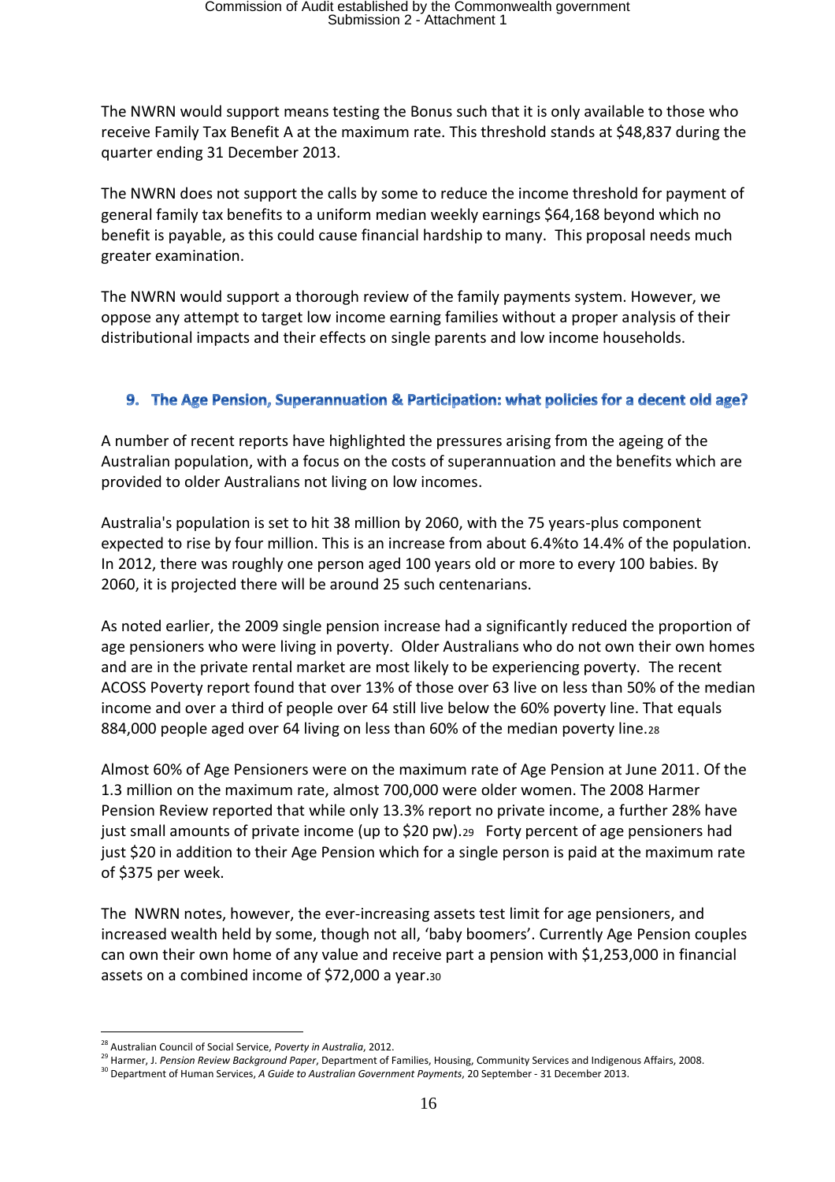The NWRN would support means testing the Bonus such that it is only available to those who receive Family Tax Benefit A at the maximum rate. This threshold stands at $48,837 during the quarter ending 31 December 2013.

The NWRN does not support the calls by some to reduce the income threshold for payment of general family tax benefits to a uniform median weekly earnings $64,168 beyond which no benefit is payable, as this could cause financial hardship to many. This proposal needs much greater examination.

The NWRN would support a thorough review of the family payments system. However, we oppose any attempt to target low income earning families without a proper analysis of their distributional impacts and their effects on single parents and low income households.

## 9. The Age Pension, Superannuation & Participation: what policies for a decent old age?

A number of recent reports have highlighted the pressures arising from the ageing of the Australian population, with a focus on the costs of superannuation and the benefits which are provided to older Australians not living on low incomes.

Australia's population is set to hit 38 million by 2060, with the 75 years-plus component expected to rise by four million. This is an increase from about 6.4%to 14.4% of the population. In 2012, there was roughly one person aged 100 years old or more to every 100 babies. By 2060, it is projected there will be around 25 such centenarians.

As noted earlier, the 2009 single pension increase had a significantly reduced the proportion of age pensioners who were living in poverty. Older Australians who do not own their own homes and are in the private rental market are most likely to be experiencing poverty. The recent ACOSS Poverty report found that over 13% of those over 63 live on less than 50% of the median income and over a third of people over 64 still live below the 60% poverty line. That equals 884,000 people aged over 64 living on less than 60% of the median poverty line.[28]

Almost 60% of Age Pensioners were on the maximum rate of Age Pension at June 2011. Of the 1.3 million on the maximum rate, almost 700,000 were older women. The 2008 Harmer Pension Review reported that while only 13.3% report no private income, a further 28% have just small amounts of private income (up to $20 pw).[29] Forty percent of age pensioners had just $20 in addition to their Age Pension which for a single person is paid at the maximum rate of $375 per week.

The NWRN notes, however, the ever-increasing assets test limit for age pensioners, and increased wealth held by some, though not all, 'baby boomers'. Currently Age Pension couples can own their own home of any value and receive part a pension with $1,253,000 in financial assets on a combined income of $72,000 a year.[30]

---

[28] Australian Council of Social Service, *Poverty in Australia*, 2012.

[29] Harmer, J. *Pension Review Background Paper*, Department of Families, Housing, Community Services and Indigenous Affairs, 2008.

[30] Department of Human Services, *A Guide to Australian Government Payments*, 20 September - 31 December 2013.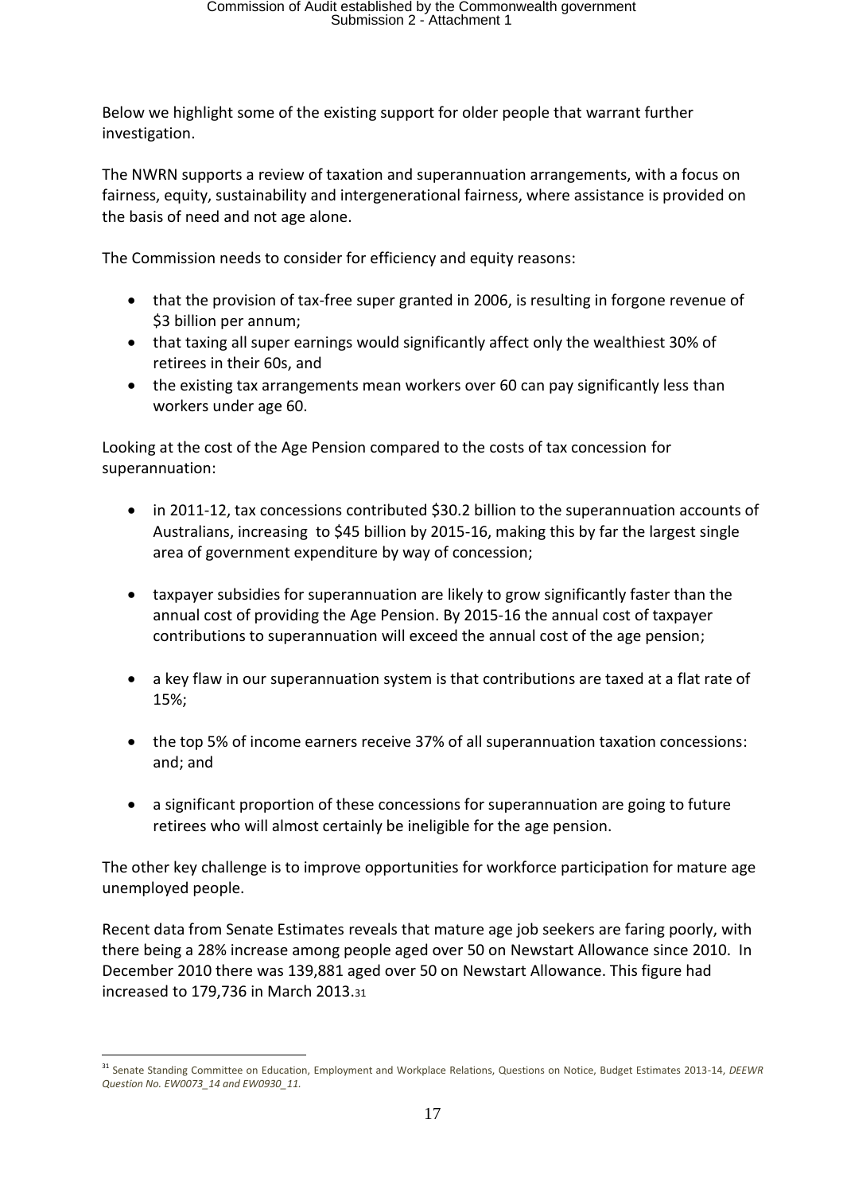Below we highlight some of the existing support for older people that warrant further investigation.

The NWRN supports a review of taxation and superannuation arrangements, with a focus on fairness, equity, sustainability and intergenerational fairness, where assistance is provided on the basis of need and not age alone.

The Commission needs to consider for efficiency and equity reasons:

- that the provision of tax-free super granted in 2006, is resulting in forgone revenue of $3 billion per annum;
- that taxing all super earnings would significantly affect only the wealthiest 30% of retirees in their 60s, and
- the existing tax arrangements mean workers over 60 can pay significantly less than workers under age 60.

Looking at the cost of the Age Pension compared to the costs of tax concession for superannuation:

- in 2011-12, tax concessions contributed $30.2 billion to the superannuation accounts of Australians, increasing to $45 billion by 2015-16, making this by far the largest single area of government expenditure by way of concession;

- taxpayer subsidies for superannuation are likely to grow significantly faster than the annual cost of providing the Age Pension. By 2015-16 the annual cost of taxpayer contributions to superannuation will exceed the annual cost of the age pension;

- a key flaw in our superannuation system is that contributions are taxed at a flat rate of 15%;

- the top 5% of income earners receive 37% of all superannuation taxation concessions: and; and

- a significant proportion of these concessions for superannuation are going to future retirees who will almost certainly be ineligible for the age pension.

The other key challenge is to improve opportunities for workforce participation for mature age unemployed people.

Recent data from Senate Estimates reveals that mature age job seekers are faring poorly, with there being a 28% increase among people aged over 50 on Newstart Allowance since 2010. In December 2010 there was 139,881 aged over 50 on Newstart Allowance. This figure had increased to 179,736 in March 2013.[31]

[31] Senate Standing Committee on Education, Employment and Workplace Relations, Questions on Notice, Budget Estimates 2013-14, *DEEWR Question No. EW0073_14 and EW0930_11.*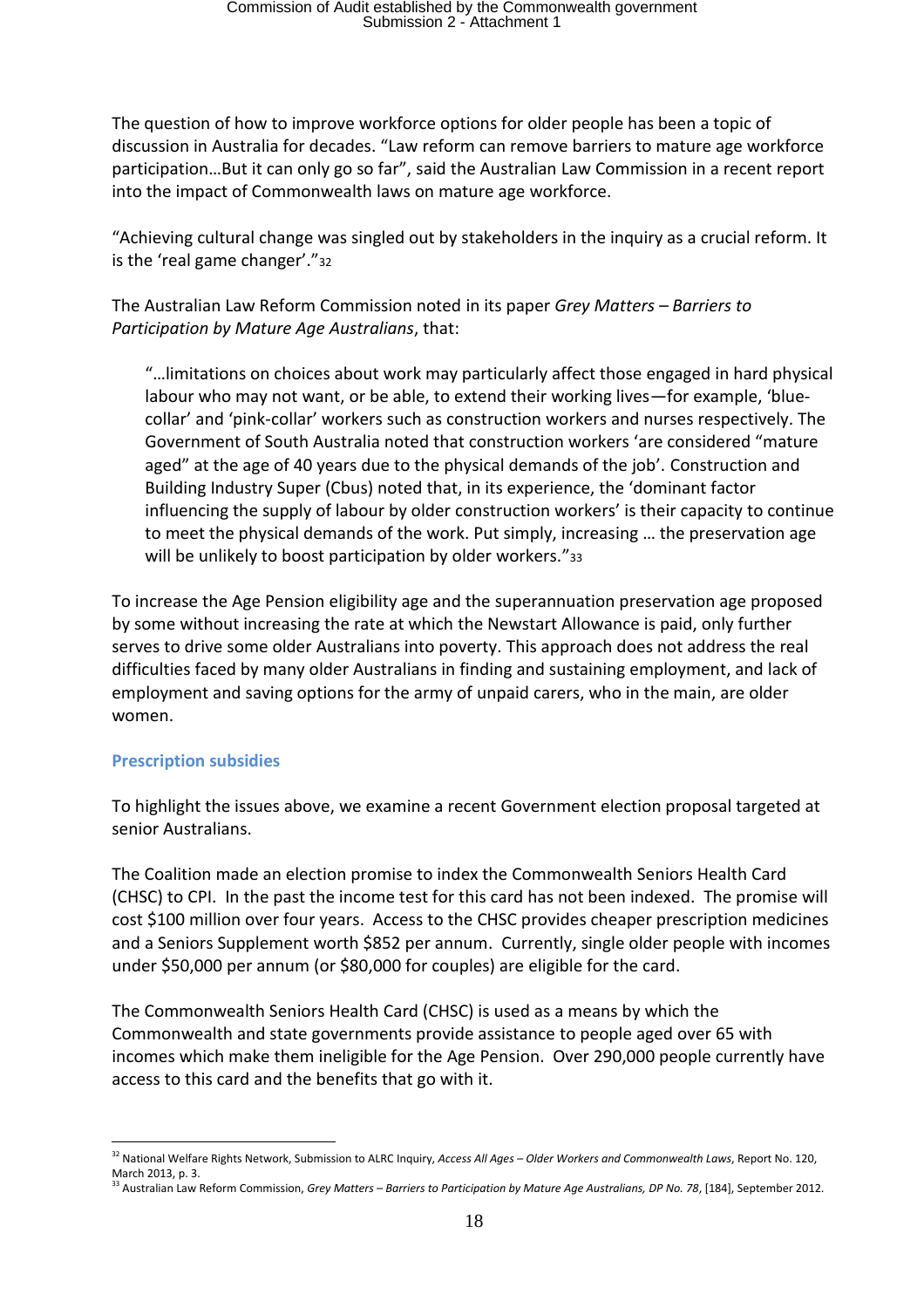The question of how to improve workforce options for older people has been a topic of discussion in Australia for decades. "Law reform can remove barriers to mature age workforce participation…But it can only go so far", said the Australian Law Commission in a recent report into the impact of Commonwealth laws on mature age workforce.

"Achieving cultural change was singled out by stakeholders in the inquiry as a crucial reform. It is the 'real game changer'."[32]

The Australian Law Reform Commission noted in its paper *Grey Matters – Barriers to Participation by Mature Age Australians*, that:

> "…limitations on choices about work may particularly affect those engaged in hard physical labour who may not want, or be able, to extend their working lives—for example, 'blue-collar' and 'pink-collar' workers such as construction workers and nurses respectively. The Government of South Australia noted that construction workers 'are considered "mature aged" at the age of 40 years due to the physical demands of the job'. Construction and Building Industry Super (Cbus) noted that, in its experience, the 'dominant factor influencing the supply of labour by older construction workers' is their capacity to continue to meet the physical demands of the work. Put simply, increasing … the preservation age will be unlikely to boost participation by older workers."[33]

To increase the Age Pension eligibility age and the superannuation preservation age proposed by some without increasing the rate at which the Newstart Allowance is paid, only further serves to drive some older Australians into poverty. This approach does not address the real difficulties faced by many older Australians in finding and sustaining employment, and lack of employment and saving options for the army of unpaid carers, who in the main, are older women.

### Prescription subsidies

To highlight the issues above, we examine a recent Government election proposal targeted at senior Australians.

The Coalition made an election promise to index the Commonwealth Seniors Health Card (CHSC) to CPI. In the past the income test for this card has not been indexed. The promise will cost $100 million over four years. Access to the CHSC provides cheaper prescription medicines and a Seniors Supplement worth $852 per annum. Currently, single older people with incomes under $50,000 per annum (or $80,000 for couples) are eligible for the card.

The Commonwealth Seniors Health Card (CHSC) is used as a means by which the Commonwealth and state governments provide assistance to people aged over 65 with incomes which make them ineligible for the Age Pension. Over 290,000 people currently have access to this card and the benefits that go with it.

---

[32] National Welfare Rights Network, Submission to ALRC Inquiry, *Access All Ages – Older Workers and Commonwealth Laws*, Report No. 120, March 2013, p. 3.

[33] Australian Law Reform Commission, *Grey Matters – Barriers to Participation by Mature Age Australians, DP No. 78*, [184], September 2012.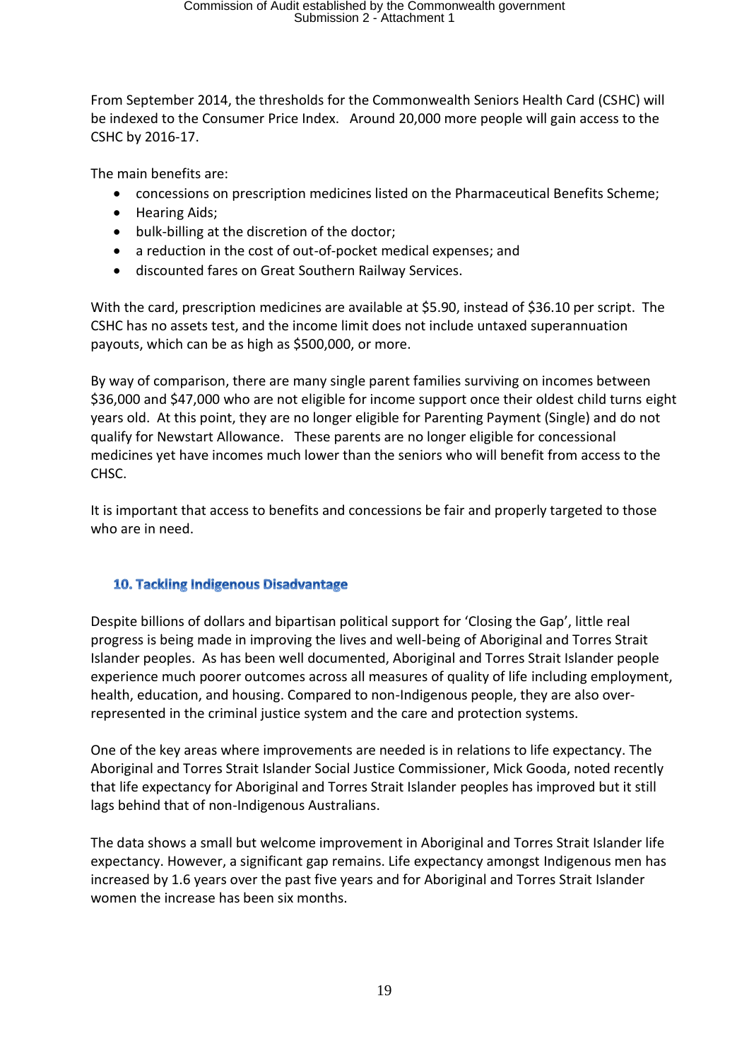From September 2014, the thresholds for the Commonwealth Seniors Health Card (CSHC) will be indexed to the Consumer Price Index. Around 20,000 more people will gain access to the CSHC by 2016-17.

The main benefits are:

- concessions on prescription medicines listed on the Pharmaceutical Benefits Scheme;
- Hearing Aids;
- bulk-billing at the discretion of the doctor;
- a reduction in the cost of out-of-pocket medical expenses; and
- discounted fares on Great Southern Railway Services.

With the card, prescription medicines are available at $5.90, instead of $36.10 per script. The CSHC has no assets test, and the income limit does not include untaxed superannuation payouts, which can be as high as $500,000, or more.

By way of comparison, there are many single parent families surviving on incomes between $36,000 and $47,000 who are not eligible for income support once their oldest child turns eight years old. At this point, they are no longer eligible for Parenting Payment (Single) and do not qualify for Newstart Allowance. These parents are no longer eligible for concessional medicines yet have incomes much lower than the seniors who will benefit from access to the CHSC.

It is important that access to benefits and concessions be fair and properly targeted to those who are in need.

## 10. Tackling Indigenous Disadvantage

Despite billions of dollars and bipartisan political support for 'Closing the Gap', little real progress is being made in improving the lives and well-being of Aboriginal and Torres Strait Islander peoples. As has been well documented, Aboriginal and Torres Strait Islander people experience much poorer outcomes across all measures of quality of life including employment, health, education, and housing. Compared to non-Indigenous people, they are also over-represented in the criminal justice system and the care and protection systems.

One of the key areas where improvements are needed is in relations to life expectancy. The Aboriginal and Torres Strait Islander Social Justice Commissioner, Mick Gooda, noted recently that life expectancy for Aboriginal and Torres Strait Islander peoples has improved but it still lags behind that of non-Indigenous Australians.

The data shows a small but welcome improvement in Aboriginal and Torres Strait Islander life expectancy. However, a significant gap remains. Life expectancy amongst Indigenous men has increased by 1.6 years over the past five years and for Aboriginal and Torres Strait Islander women the increase has been six months.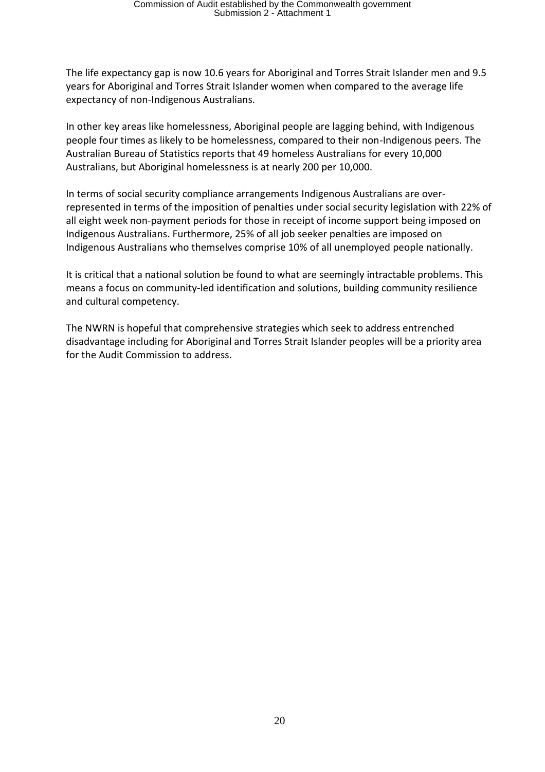The life expectancy gap is now 10.6 years for Aboriginal and Torres Strait Islander men and 9.5 years for Aboriginal and Torres Strait Islander women when compared to the average life expectancy of non-Indigenous Australians.

In other key areas like homelessness, Aboriginal people are lagging behind, with Indigenous people four times as likely to be homelessness, compared to their non-Indigenous peers. The Australian Bureau of Statistics reports that 49 homeless Australians for every 10,000 Australians, but Aboriginal homelessness is at nearly 200 per 10,000.

In terms of social security compliance arrangements Indigenous Australians are over-represented in terms of the imposition of penalties under social security legislation with 22% of all eight week non-payment periods for those in receipt of income support being imposed on Indigenous Australians. Furthermore, 25% of all job seeker penalties are imposed on Indigenous Australians who themselves comprise 10% of all unemployed people nationally.

It is critical that a national solution be found to what are seemingly intractable problems. This means a focus on community-led identification and solutions, building community resilience and cultural competency.

The NWRN is hopeful that comprehensive strategies which seek to address entrenched disadvantage including for Aboriginal and Torres Strait Islander peoples will be a priority area for the Audit Commission to address.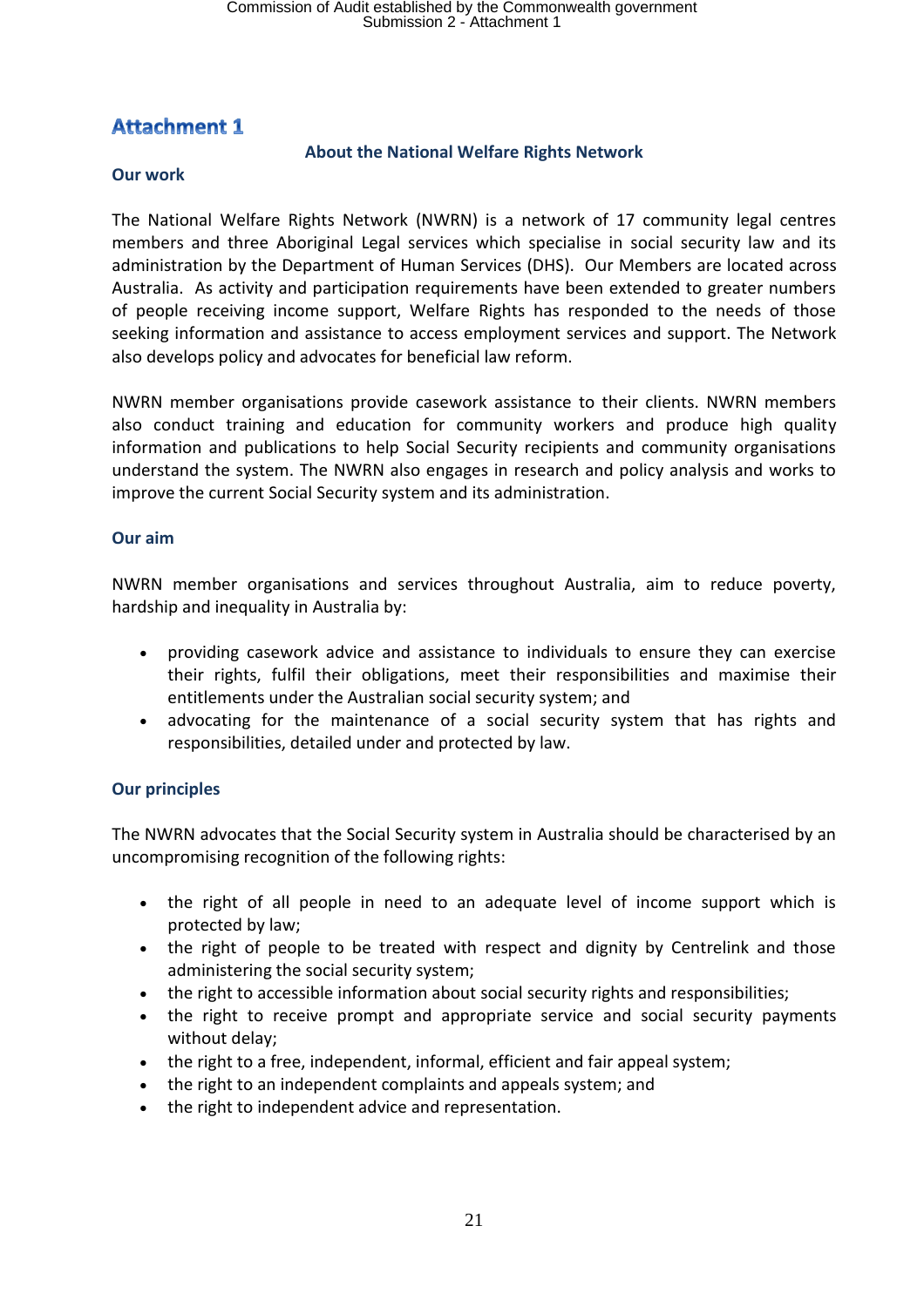# Attachment 1

## About the National Welfare Rights Network

### Our work

The National Welfare Rights Network (NWRN) is a network of 17 community legal centres members and three Aboriginal Legal services which specialise in social security law and its administration by the Department of Human Services (DHS). Our Members are located across Australia. As activity and participation requirements have been extended to greater numbers of people receiving income support, Welfare Rights has responded to the needs of those seeking information and assistance to access employment services and support. The Network also develops policy and advocates for beneficial law reform.

NWRN member organisations provide casework assistance to their clients. NWRN members also conduct training and education for community workers and produce high quality information and publications to help Social Security recipients and community organisations understand the system. The NWRN also engages in research and policy analysis and works to improve the current Social Security system and its administration.

### Our aim

NWRN member organisations and services throughout Australia, aim to reduce poverty, hardship and inequality in Australia by:

- providing casework advice and assistance to individuals to ensure they can exercise their rights, fulfil their obligations, meet their responsibilities and maximise their entitlements under the Australian social security system; and
- advocating for the maintenance of a social security system that has rights and responsibilities, detailed under and protected by law.

### Our principles

The NWRN advocates that the Social Security system in Australia should be characterised by an uncompromising recognition of the following rights:

- the right of all people in need to an adequate level of income support which is protected by law;
- the right of people to be treated with respect and dignity by Centrelink and those administering the social security system;
- the right to accessible information about social security rights and responsibilities;
- the right to receive prompt and appropriate service and social security payments without delay;
- the right to a free, independent, informal, efficient and fair appeal system;
- the right to an independent complaints and appeals system; and
- the right to independent advice and representation.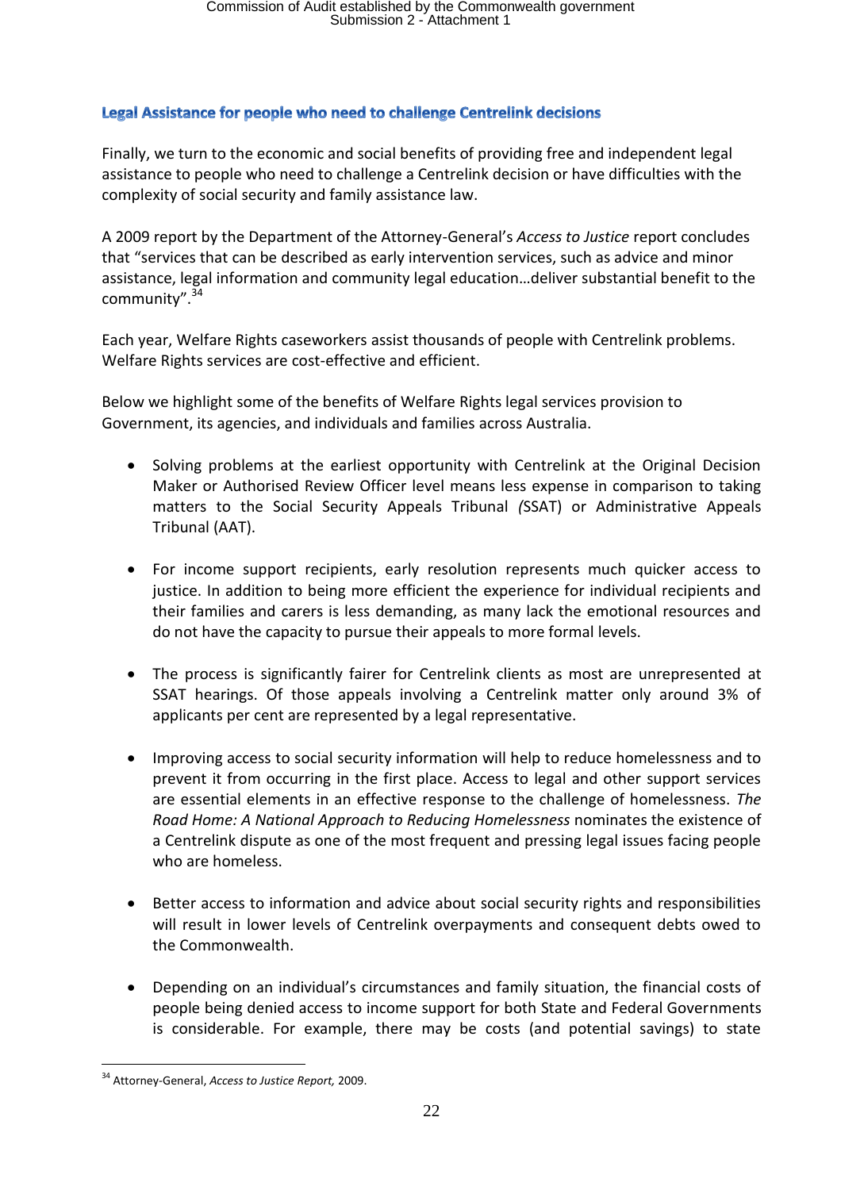## Legal Assistance for people who need to challenge Centrelink decisions

Finally, we turn to the economic and social benefits of providing free and independent legal assistance to people who need to challenge a Centrelink decision or have difficulties with the complexity of social security and family assistance law.

A 2009 report by the Department of the Attorney-General's *Access to Justice* report concludes that "services that can be described as early intervention services, such as advice and minor assistance, legal information and community legal education…deliver substantial benefit to the community".[34]

Each year, Welfare Rights caseworkers assist thousands of people with Centrelink problems. Welfare Rights services are cost-effective and efficient.

Below we highlight some of the benefits of Welfare Rights legal services provision to Government, its agencies, and individuals and families across Australia.

- Solving problems at the earliest opportunity with Centrelink at the Original Decision Maker or Authorised Review Officer level means less expense in comparison to taking matters to the Social Security Appeals Tribunal *(*SSAT) or Administrative Appeals Tribunal (AAT).

- For income support recipients, early resolution represents much quicker access to justice. In addition to being more efficient the experience for individual recipients and their families and carers is less demanding, as many lack the emotional resources and do not have the capacity to pursue their appeals to more formal levels.

- The process is significantly fairer for Centrelink clients as most are unrepresented at SSAT hearings. Of those appeals involving a Centrelink matter only around 3% of applicants per cent are represented by a legal representative.

- Improving access to social security information will help to reduce homelessness and to prevent it from occurring in the first place. Access to legal and other support services are essential elements in an effective response to the challenge of homelessness. *The Road Home: A National Approach to Reducing Homelessness* nominates the existence of a Centrelink dispute as one of the most frequent and pressing legal issues facing people who are homeless.

- Better access to information and advice about social security rights and responsibilities will result in lower levels of Centrelink overpayments and consequent debts owed to the Commonwealth.

- Depending on an individual's circumstances and family situation, the financial costs of people being denied access to income support for both State and Federal Governments is considerable. For example, there may be costs (and potential savings) to state

---

[34] Attorney-General, *Access to Justice Report,* 2009.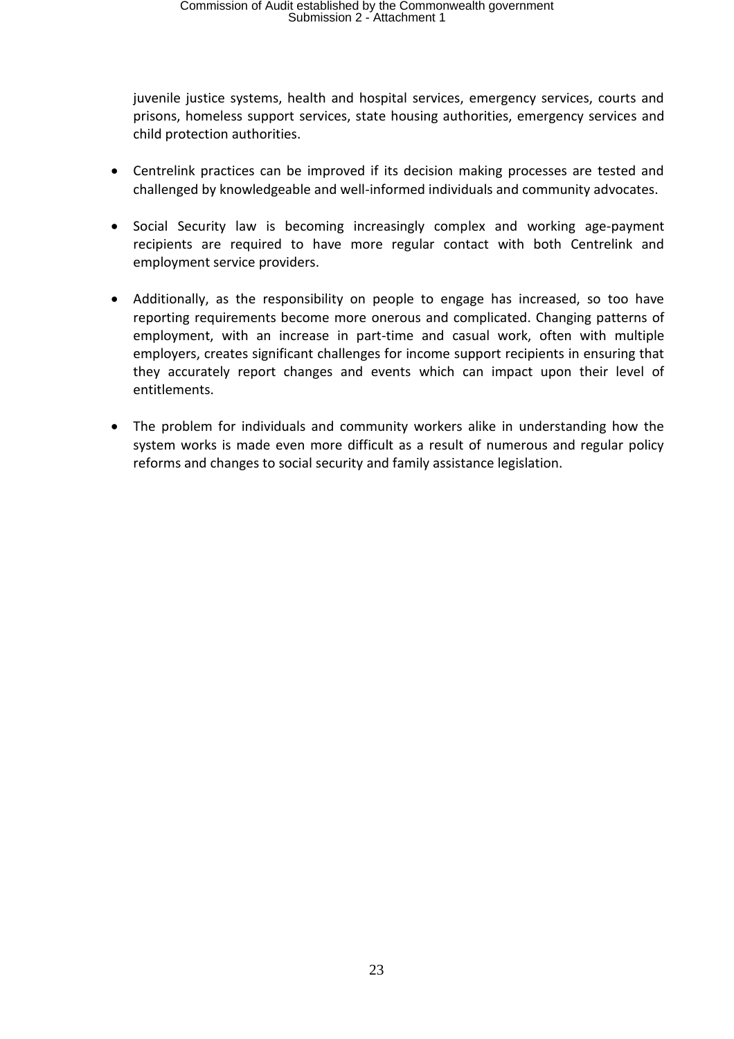juvenile justice systems, health and hospital services, emergency services, courts and prisons, homeless support services, state housing authorities, emergency services and child protection authorities.

- Centrelink practices can be improved if its decision making processes are tested and challenged by knowledgeable and well-informed individuals and community advocates.

- Social Security law is becoming increasingly complex and working age-payment recipients are required to have more regular contact with both Centrelink and employment service providers.

- Additionally, as the responsibility on people to engage has increased, so too have reporting requirements become more onerous and complicated. Changing patterns of employment, with an increase in part-time and casual work, often with multiple employers, creates significant challenges for income support recipients in ensuring that they accurately report changes and events which can impact upon their level of entitlements.

- The problem for individuals and community workers alike in understanding how the system works is made even more difficult as a result of numerous and regular policy reforms and changes to social security and family assistance legislation.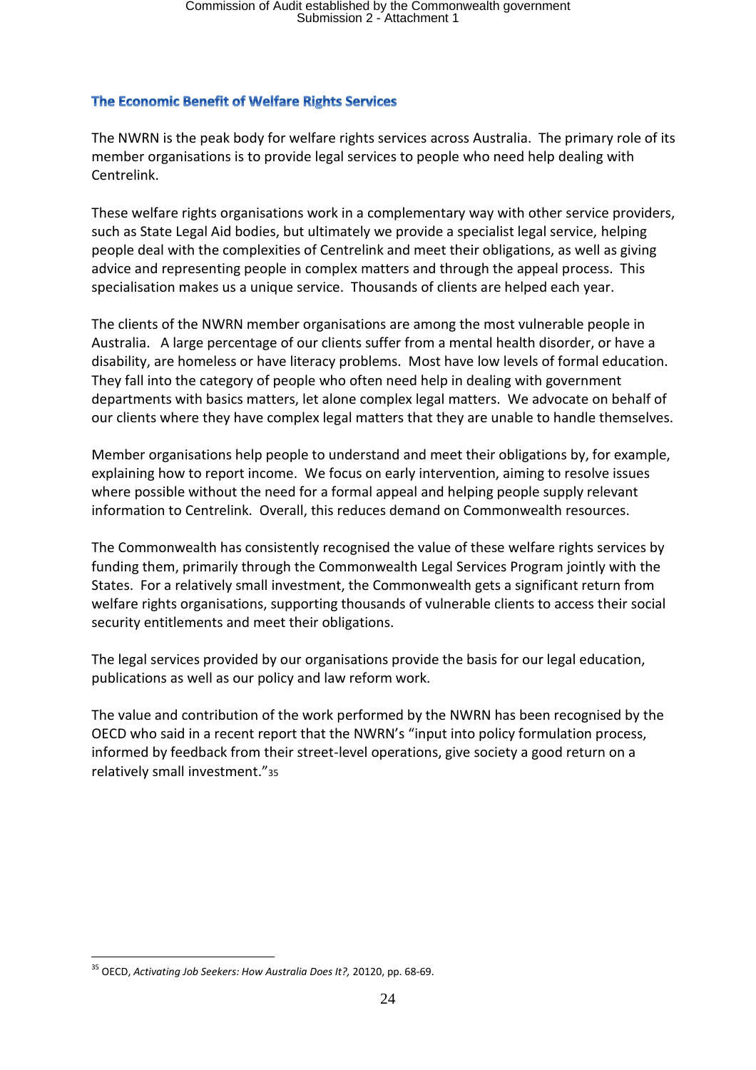## The Economic Benefit of Welfare Rights Services

The NWRN is the peak body for welfare rights services across Australia. The primary role of its member organisations is to provide legal services to people who need help dealing with Centrelink.

These welfare rights organisations work in a complementary way with other service providers, such as State Legal Aid bodies, but ultimately we provide a specialist legal service, helping people deal with the complexities of Centrelink and meet their obligations, as well as giving advice and representing people in complex matters and through the appeal process. This specialisation makes us a unique service. Thousands of clients are helped each year.

The clients of the NWRN member organisations are among the most vulnerable people in Australia. A large percentage of our clients suffer from a mental health disorder, or have a disability, are homeless or have literacy problems. Most have low levels of formal education. They fall into the category of people who often need help in dealing with government departments with basics matters, let alone complex legal matters. We advocate on behalf of our clients where they have complex legal matters that they are unable to handle themselves.

Member organisations help people to understand and meet their obligations by, for example, explaining how to report income. We focus on early intervention, aiming to resolve issues where possible without the need for a formal appeal and helping people supply relevant information to Centrelink. Overall, this reduces demand on Commonwealth resources.

The Commonwealth has consistently recognised the value of these welfare rights services by funding them, primarily through the Commonwealth Legal Services Program jointly with the States. For a relatively small investment, the Commonwealth gets a significant return from welfare rights organisations, supporting thousands of vulnerable clients to access their social security entitlements and meet their obligations.

The legal services provided by our organisations provide the basis for our legal education, publications as well as our policy and law reform work.

The value and contribution of the work performed by the NWRN has been recognised by the OECD who said in a recent report that the NWRN's "input into policy formulation process, informed by feedback from their street-level operations, give society a good return on a relatively small investment."[35]

---

[35] OECD, *Activating Job Seekers: How Australia Does It?,* 20120, pp. 68-69.